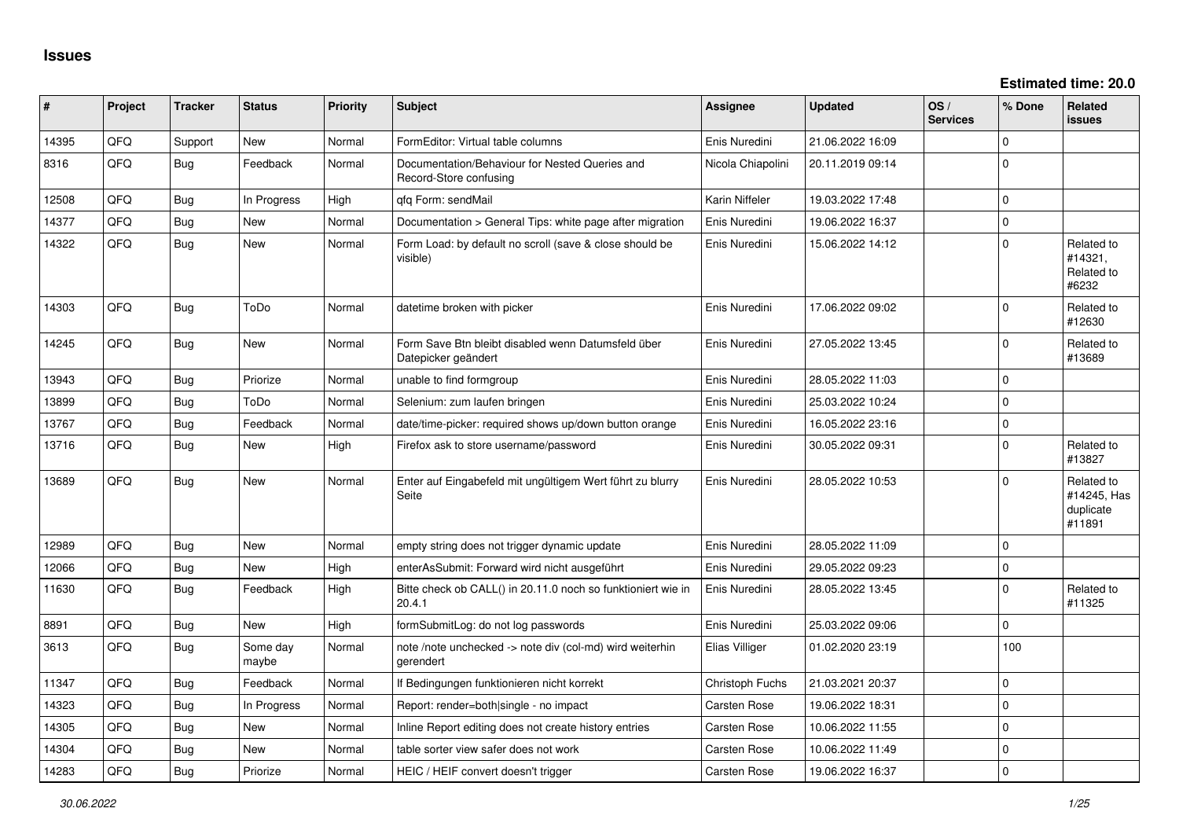# Issues

**Estimated time: 20.0**

| # | Project | Tracker | Status | Priority | Subject | Assignee | Updated | OS / Services | % Done | Related issues |
|---|---|---|---|---|---|---|---|---|---|---|
| 14395 | QFQ | Support | New | Normal | FormEditor: Virtual table columns | Enis Nuredini | 21.06.2022 16:09 | | 0 | |
| 8316 | QFQ | Bug | Feedback | Normal | Documentation/Behaviour for Nested Queries and Record-Store confusing | Nicola Chiapolini | 20.11.2019 09:14 | | 0 | |
| 12508 | QFQ | Bug | In Progress | High | qfq Form: sendMail | Karin Niffeler | 19.03.2022 17:48 | | 0 | |
| 14377 | QFQ | Bug | New | Normal | Documentation > General Tips: white page after migration | Enis Nuredini | 19.06.2022 16:37 | | 0 | |
| 14322 | QFQ | Bug | New | Normal | Form Load: by default no scroll (save & close should be visible) | Enis Nuredini | 15.06.2022 14:12 | | 0 | Related to #14321, Related to #6232 |
| 14303 | QFQ | Bug | ToDo | Normal | datetime broken with picker | Enis Nuredini | 17.06.2022 09:02 | | 0 | Related to #12630 |
| 14245 | QFQ | Bug | New | Normal | Form Save Btn bleibt disabled wenn Datumsfeld über Datepicker geändert | Enis Nuredini | 27.05.2022 13:45 | | 0 | Related to #13689 |
| 13943 | QFQ | Bug | Priorize | Normal | unable to find formgroup | Enis Nuredini | 28.05.2022 11:03 | | 0 | |
| 13899 | QFQ | Bug | ToDo | Normal | Selenium: zum laufen bringen | Enis Nuredini | 25.03.2022 10:24 | | 0 | |
| 13767 | QFQ | Bug | Feedback | Normal | date/time-picker: required shows up/down button orange | Enis Nuredini | 16.05.2022 23:16 | | 0 | |
| 13716 | QFQ | Bug | New | High | Firefox ask to store username/password | Enis Nuredini | 30.05.2022 09:31 | | 0 | Related to #13827 |
| 13689 | QFQ | Bug | New | Normal | Enter auf Eingabefeld mit ungültigem Wert führt zu blurry Seite | Enis Nuredini | 28.05.2022 10:53 | | 0 | Related to #14245, Has duplicate #11891 |
| 12989 | QFQ | Bug | New | Normal | empty string does not trigger dynamic update | Enis Nuredini | 28.05.2022 11:09 | | 0 | |
| 12066 | QFQ | Bug | New | High | enterAsSubmit: Forward wird nicht ausgeführt | Enis Nuredini | 29.05.2022 09:23 | | 0 | |
| 11630 | QFQ | Bug | Feedback | High | Bitte check ob CALL() in 20.11.0 noch so funktioniert wie in 20.4.1 | Enis Nuredini | 28.05.2022 13:45 | | 0 | Related to #11325 |
| 8891 | QFQ | Bug | New | High | formSubmitLog: do not log passwords | Enis Nuredini | 25.03.2022 09:06 | | 0 | |
| 3613 | QFQ | Bug | Some day maybe | Normal | note /note unchecked -> note div (col-md) wird weiterhin gerendert | Elias Villiger | 01.02.2020 23:19 | | 100 | |
| 11347 | QFQ | Bug | Feedback | Normal | If Bedingungen funktionieren nicht korrekt | Christoph Fuchs | 21.03.2021 20:37 | | 0 | |
| 14323 | QFQ | Bug | In Progress | Normal | Report: render=both|single - no impact | Carsten Rose | 19.06.2022 18:31 | | 0 | |
| 14305 | QFQ | Bug | New | Normal | Inline Report editing does not create history entries | Carsten Rose | 10.06.2022 11:55 | | 0 | |
| 14304 | QFQ | Bug | New | Normal | table sorter view safer does not work | Carsten Rose | 10.06.2022 11:49 | | 0 | |
| 14283 | QFQ | Bug | Priorize | Normal | HEIC / HEIF convert doesn't trigger | Carsten Rose | 19.06.2022 16:37 | | 0 | |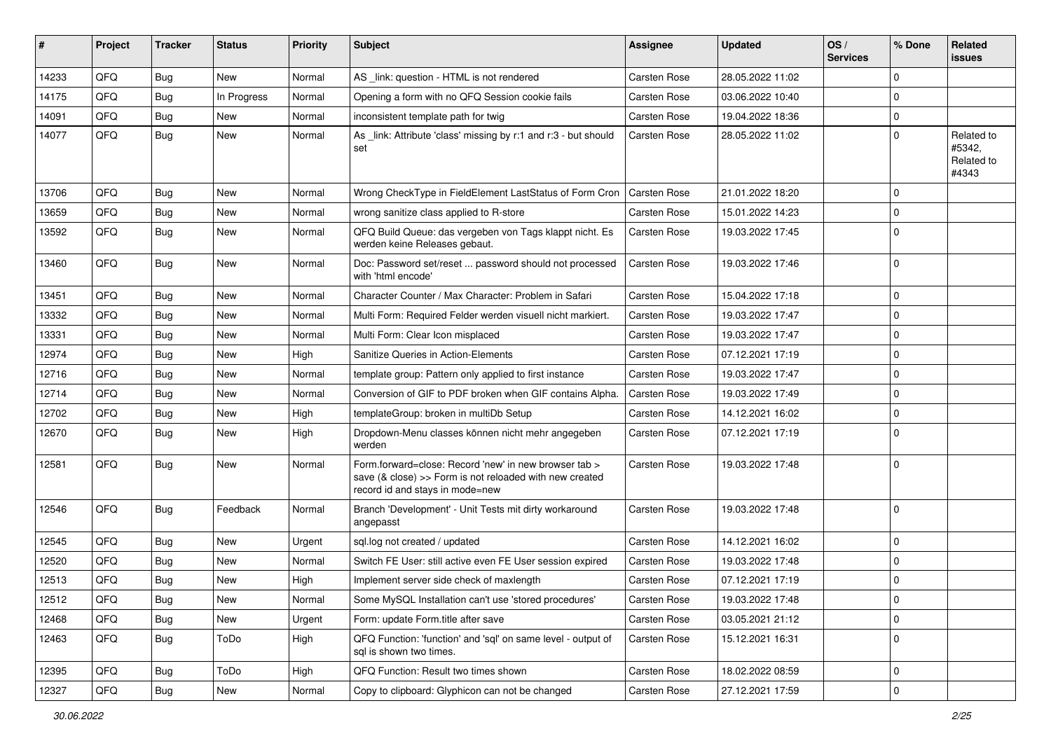| # | Project | Tracker | Status | Priority | Subject | Assignee | Updated | OS / Services | % Done | Related issues |
|---|---|---|---|---|---|---|---|---|---|---|
| 14233 | QFQ | Bug | New | Normal | AS _link: question - HTML is not rendered | Carsten Rose | 28.05.2022 11:02 | | 0 | |
| 14175 | QFQ | Bug | In Progress | Normal | Opening a form with no QFQ Session cookie fails | Carsten Rose | 03.06.2022 10:40 | | 0 | |
| 14091 | QFQ | Bug | New | Normal | inconsistent template path for twig | Carsten Rose | 19.04.2022 18:36 | | 0 | |
| 14077 | QFQ | Bug | New | Normal | As _link: Attribute 'class' missing by r:1 and r:3 - but should set | Carsten Rose | 28.05.2022 11:02 | | 0 | Related to #5342, Related to #4343 |
| 13706 | QFQ | Bug | New | Normal | Wrong CheckType in FieldElement LastStatus of Form Cron | Carsten Rose | 21.01.2022 18:20 | | 0 | |
| 13659 | QFQ | Bug | New | Normal | wrong sanitize class applied to R-store | Carsten Rose | 15.01.2022 14:23 | | 0 | |
| 13592 | QFQ | Bug | New | Normal | QFQ Build Queue: das vergeben von Tags klappt nicht. Es werden keine Releases gebaut. | Carsten Rose | 19.03.2022 17:45 | | 0 | |
| 13460 | QFQ | Bug | New | Normal | Doc: Password set/reset ... password should not processed with 'html encode' | Carsten Rose | 19.03.2022 17:46 | | 0 | |
| 13451 | QFQ | Bug | New | Normal | Character Counter / Max Character: Problem in Safari | Carsten Rose | 15.04.2022 17:18 | | 0 | |
| 13332 | QFQ | Bug | New | Normal | Multi Form: Required Felder werden visuell nicht markiert. | Carsten Rose | 19.03.2022 17:47 | | 0 | |
| 13331 | QFQ | Bug | New | Normal | Multi Form: Clear Icon misplaced | Carsten Rose | 19.03.2022 17:47 | | 0 | |
| 12974 | QFQ | Bug | New | High | Sanitize Queries in Action-Elements | Carsten Rose | 07.12.2021 17:19 | | 0 | |
| 12716 | QFQ | Bug | New | Normal | template group: Pattern only applied to first instance | Carsten Rose | 19.03.2022 17:47 | | 0 | |
| 12714 | QFQ | Bug | New | Normal | Conversion of GIF to PDF broken when GIF contains Alpha. | Carsten Rose | 19.03.2022 17:49 | | 0 | |
| 12702 | QFQ | Bug | New | High | templateGroup: broken in multiDb Setup | Carsten Rose | 14.12.2021 16:02 | | 0 | |
| 12670 | QFQ | Bug | New | High | Dropdown-Menu classes können nicht mehr angegeben werden | Carsten Rose | 07.12.2021 17:19 | | 0 | |
| 12581 | QFQ | Bug | New | Normal | Form.forward=close: Record 'new' in new browser tab > save (& close) >> Form is not reloaded with new created record id and stays in mode=new | Carsten Rose | 19.03.2022 17:48 | | 0 | |
| 12546 | QFQ | Bug | Feedback | Normal | Branch 'Development' - Unit Tests mit dirty workaround angepasst | Carsten Rose | 19.03.2022 17:48 | | 0 | |
| 12545 | QFQ | Bug | New | Urgent | sql.log not created / updated | Carsten Rose | 14.12.2021 16:02 | | 0 | |
| 12520 | QFQ | Bug | New | Normal | Switch FE User: still active even FE User session expired | Carsten Rose | 19.03.2022 17:48 | | 0 | |
| 12513 | QFQ | Bug | New | High | Implement server side check of maxlength | Carsten Rose | 07.12.2021 17:19 | | 0 | |
| 12512 | QFQ | Bug | New | Normal | Some MySQL Installation can't use 'stored procedures' | Carsten Rose | 19.03.2022 17:48 | | 0 | |
| 12468 | QFQ | Bug | New | Urgent | Form: update Form.title after save | Carsten Rose | 03.05.2021 21:12 | | 0 | |
| 12463 | QFQ | Bug | ToDo | High | QFQ Function: 'function' and 'sql' on same level - output of sql is shown two times. | Carsten Rose | 15.12.2021 16:31 | | 0 | |
| 12395 | QFQ | Bug | ToDo | High | QFQ Function: Result two times shown | Carsten Rose | 18.02.2022 08:59 | | 0 | |
| 12327 | QFQ | Bug | New | Normal | Copy to clipboard: Glyphicon can not be changed | Carsten Rose | 27.12.2021 17:59 | | 0 | |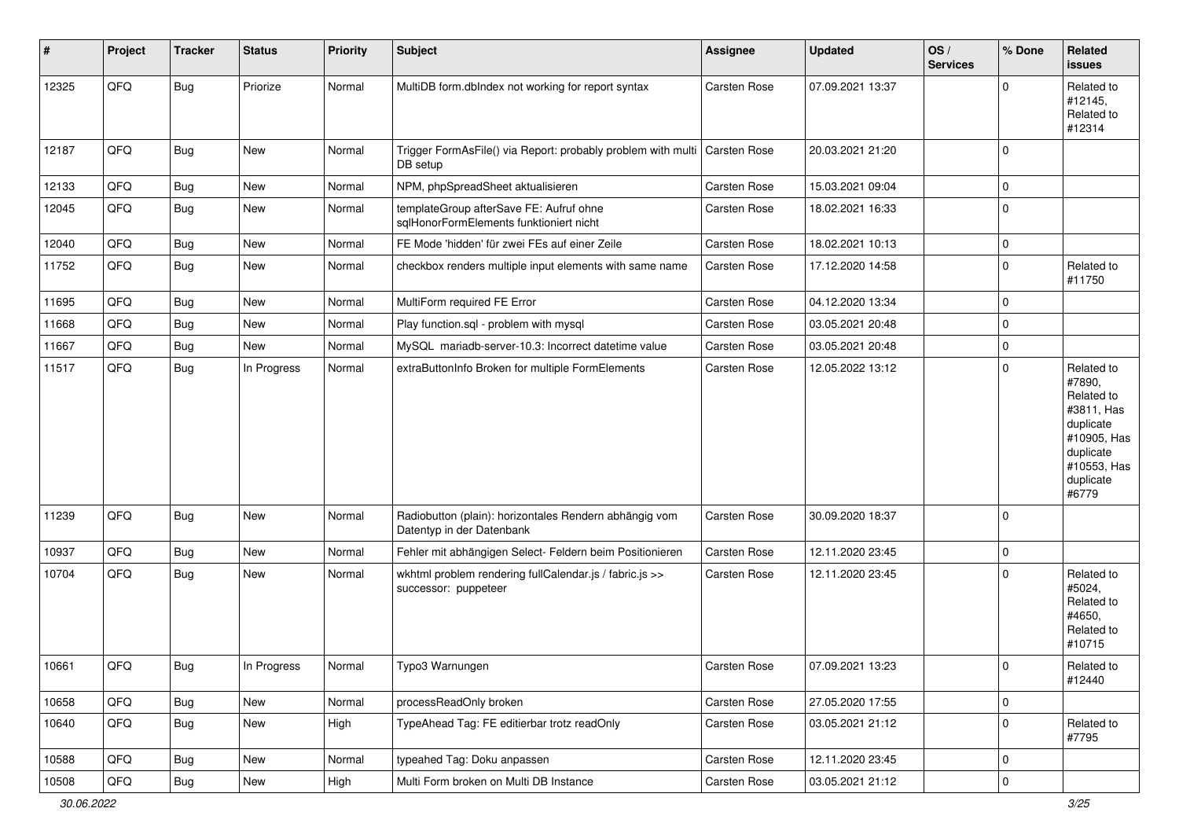| # | Project | Tracker | Status | Priority | Subject | Assignee | Updated | OS / Services | % Done | Related issues |
|---|---|---|---|---|---|---|---|---|---|---|
| 12325 | QFQ | Bug | Priorize | Normal | MultiDB form.dbIndex not working for report syntax | Carsten Rose | 07.09.2021 13:37 | | 0 | Related to #12145, Related to #12314 |
| 12187 | QFQ | Bug | New | Normal | Trigger FormAsFile() via Report: probably problem with multi DB setup | Carsten Rose | 20.03.2021 21:20 | | 0 | |
| 12133 | QFQ | Bug | New | Normal | NPM, phpSpreadSheet aktualisieren | Carsten Rose | 15.03.2021 09:04 | | 0 | |
| 12045 | QFQ | Bug | New | Normal | templateGroup afterSave FE: Aufruf ohne sqlHonorFormElements funktioniert nicht | Carsten Rose | 18.02.2021 16:33 | | 0 | |
| 12040 | QFQ | Bug | New | Normal | FE Mode 'hidden' für zwei FEs auf einer Zeile | Carsten Rose | 18.02.2021 10:13 | | 0 | |
| 11752 | QFQ | Bug | New | Normal | checkbox renders multiple input elements with same name | Carsten Rose | 17.12.2020 14:58 | | 0 | Related to #11750 |
| 11695 | QFQ | Bug | New | Normal | MultiForm required FE Error | Carsten Rose | 04.12.2020 13:34 | | 0 | |
| 11668 | QFQ | Bug | New | Normal | Play function.sql - problem with mysql | Carsten Rose | 03.05.2021 20:48 | | 0 | |
| 11667 | QFQ | Bug | New | Normal | MySQL mariadb-server-10.3: Incorrect datetime value | Carsten Rose | 03.05.2021 20:48 | | 0 | |
| 11517 | QFQ | Bug | In Progress | Normal | extraButtonInfo Broken for multiple FormElements | Carsten Rose | 12.05.2022 13:12 | | 0 | Related to #7890, Related to #3811, Has duplicate #10905, Has duplicate #10553, Has duplicate #6779 |
| 11239 | QFQ | Bug | New | Normal | Radiobutton (plain): horizontales Rendern abhängig vom Datentyp in der Datenbank | Carsten Rose | 30.09.2020 18:37 | | 0 | |
| 10937 | QFQ | Bug | New | Normal | Fehler mit abhängigen Select- Feldern beim Positionieren | Carsten Rose | 12.11.2020 23:45 | | 0 | |
| 10704 | QFQ | Bug | New | Normal | wkhtml problem rendering fullCalendar.js / fabric.js >> successor: puppeteer | Carsten Rose | 12.11.2020 23:45 | | 0 | Related to #5024, Related to #4650, Related to #10715 |
| 10661 | QFQ | Bug | In Progress | Normal | Typo3 Warnungen | Carsten Rose | 07.09.2021 13:23 | | 0 | Related to #12440 |
| 10658 | QFQ | Bug | New | Normal | processReadOnly broken | Carsten Rose | 27.05.2020 17:55 | | 0 | |
| 10640 | QFQ | Bug | New | High | TypeAhead Tag: FE editierbar trotz readOnly | Carsten Rose | 03.05.2021 21:12 | | 0 | Related to #7795 |
| 10588 | QFQ | Bug | New | Normal | typeahed Tag: Doku anpassen | Carsten Rose | 12.11.2020 23:45 | | 0 | |
| 10508 | QFQ | Bug | New | High | Multi Form broken on Multi DB Instance | Carsten Rose | 03.05.2021 21:12 | | 0 | |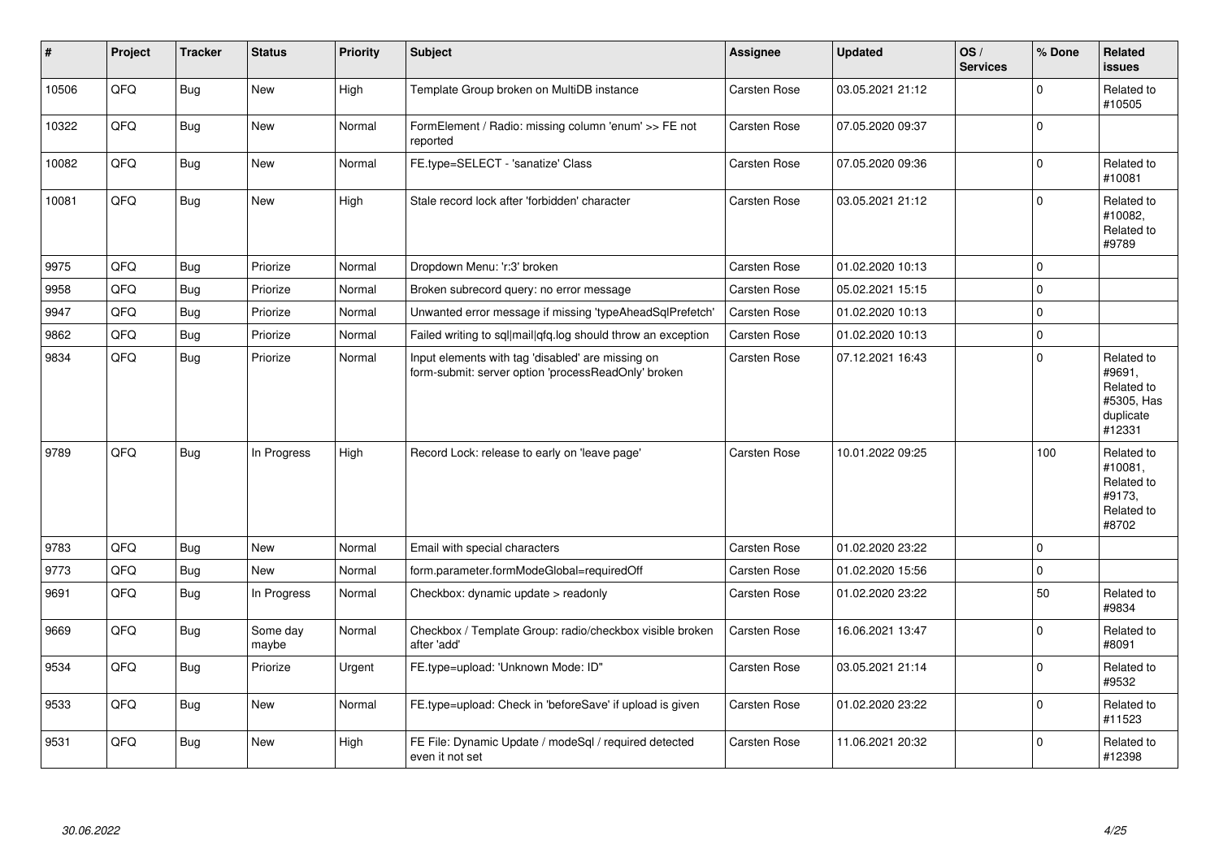| # | Project | Tracker | Status | Priority | Subject | Assignee | Updated | OS / Services | % Done | Related issues |
|---|---|---|---|---|---|---|---|---|---|---|
| 10506 | QFQ | Bug | New | High | Template Group broken on MultiDB instance | Carsten Rose | 03.05.2021 21:12 | | 0 | Related to #10505 |
| 10322 | QFQ | Bug | New | Normal | FormElement / Radio: missing column 'enum' >> FE not reported | Carsten Rose | 07.05.2020 09:37 | | 0 | |
| 10082 | QFQ | Bug | New | Normal | FE.type=SELECT - 'sanatize' Class | Carsten Rose | 07.05.2020 09:36 | | 0 | Related to #10081 |
| 10081 | QFQ | Bug | New | High | Stale record lock after 'forbidden' character | Carsten Rose | 03.05.2021 21:12 | | 0 | Related to #10082, Related to #9789 |
| 9975 | QFQ | Bug | Priorize | Normal | Dropdown Menu: 'r:3' broken | Carsten Rose | 01.02.2020 10:13 | | 0 | |
| 9958 | QFQ | Bug | Priorize | Normal | Broken subrecord query: no error message | Carsten Rose | 05.02.2021 15:15 | | 0 | |
| 9947 | QFQ | Bug | Priorize | Normal | Unwanted error message if missing 'typeAheadSqlPrefetch' | Carsten Rose | 01.02.2020 10:13 | | 0 | |
| 9862 | QFQ | Bug | Priorize | Normal | Failed writing to sql\|mail\|qfq.log should throw an exception | Carsten Rose | 01.02.2020 10:13 | | 0 | |
| 9834 | QFQ | Bug | Priorize | Normal | Input elements with tag 'disabled' are missing on form-submit: server option 'processReadOnly' broken | Carsten Rose | 07.12.2021 16:43 | | 0 | Related to #9691, Related to #5305, Has duplicate #12331 |
| 9789 | QFQ | Bug | In Progress | High | Record Lock: release to early on 'leave page' | Carsten Rose | 10.01.2022 09:25 | | 100 | Related to #10081, Related to #9173, Related to #8702 |
| 9783 | QFQ | Bug | New | Normal | Email with special characters | Carsten Rose | 01.02.2020 23:22 | | 0 | |
| 9773 | QFQ | Bug | New | Normal | form.parameter.formModeGlobal=requiredOff | Carsten Rose | 01.02.2020 15:56 | | 0 | |
| 9691 | QFQ | Bug | In Progress | Normal | Checkbox: dynamic update > readonly | Carsten Rose | 01.02.2020 23:22 | | 50 | Related to #9834 |
| 9669 | QFQ | Bug | Some day maybe | Normal | Checkbox / Template Group: radio/checkbox visible broken after 'add' | Carsten Rose | 16.06.2021 13:47 | | 0 | Related to #8091 |
| 9534 | QFQ | Bug | Priorize | Urgent | FE.type=upload: 'Unknown Mode: ID" | Carsten Rose | 03.05.2021 21:14 | | 0 | Related to #9532 |
| 9533 | QFQ | Bug | New | Normal | FE.type=upload: Check in 'beforeSave' if upload is given | Carsten Rose | 01.02.2020 23:22 | | 0 | Related to #11523 |
| 9531 | QFQ | Bug | New | High | FE File: Dynamic Update / modeSql / required detected even it not set | Carsten Rose | 11.06.2021 20:32 | | 0 | Related to #12398 |

*30.06.2022*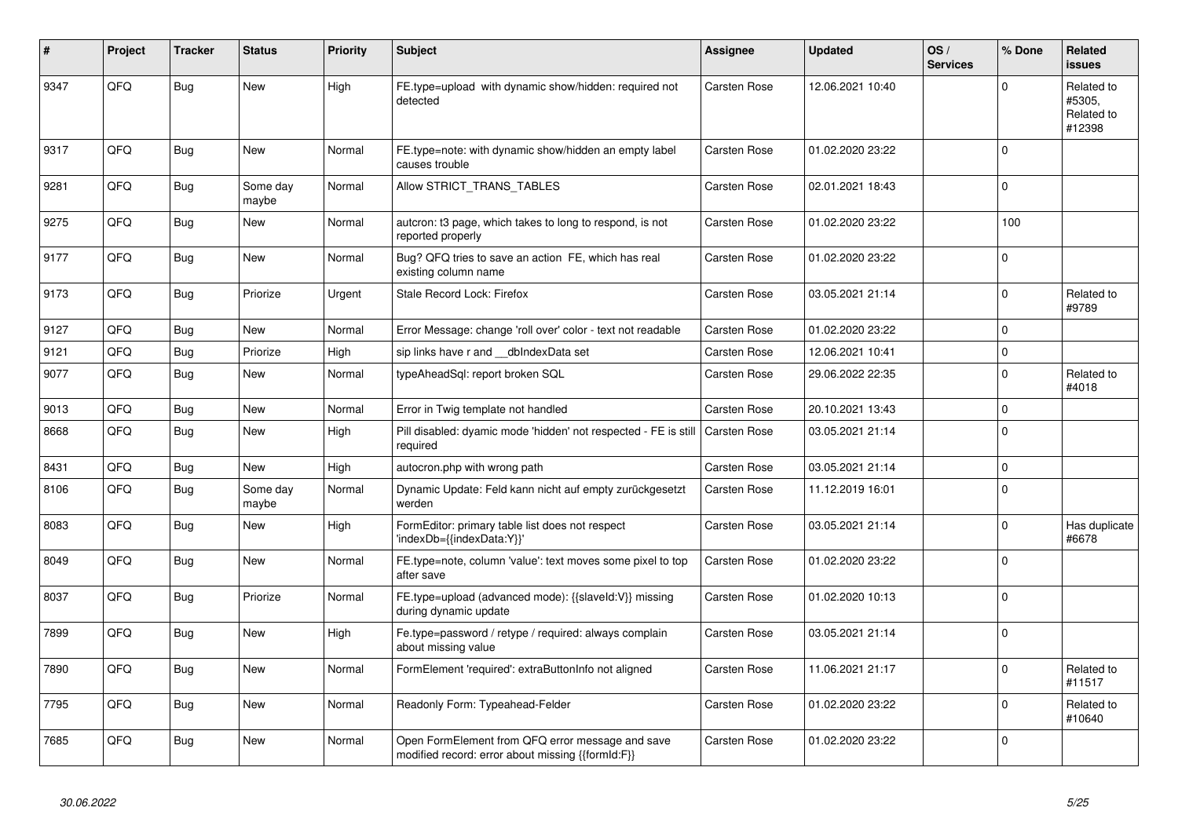| # | Project | Tracker | Status | Priority | Subject | Assignee | Updated | OS / Services | % Done | Related issues |
|---|---|---|---|---|---|---|---|---|---|---|
| 9347 | QFQ | Bug | New | High | FE.type=upload with dynamic show/hidden: required not detected | Carsten Rose | 12.06.2021 10:40 | | 0 | Related to #5305, Related to #12398 |
| 9317 | QFQ | Bug | New | Normal | FE.type=note: with dynamic show/hidden an empty label causes trouble | Carsten Rose | 01.02.2020 23:22 | | 0 | |
| 9281 | QFQ | Bug | Some day maybe | Normal | Allow STRICT_TRANS_TABLES | Carsten Rose | 02.01.2021 18:43 | | 0 | |
| 9275 | QFQ | Bug | New | Normal | autcron: t3 page, which takes to long to respond, is not reported properly | Carsten Rose | 01.02.2020 23:22 | | 100 | |
| 9177 | QFQ | Bug | New | Normal | Bug? QFQ tries to save an action FE, which has real existing column name | Carsten Rose | 01.02.2020 23:22 | | 0 | |
| 9173 | QFQ | Bug | Priorize | Urgent | Stale Record Lock: Firefox | Carsten Rose | 03.05.2021 21:14 | | 0 | Related to #9789 |
| 9127 | QFQ | Bug | New | Normal | Error Message: change 'roll over' color - text not readable | Carsten Rose | 01.02.2020 23:22 | | 0 | |
| 9121 | QFQ | Bug | Priorize | High | sip links have r and __dbIndexData set | Carsten Rose | 12.06.2021 10:41 | | 0 | |
| 9077 | QFQ | Bug | New | Normal | typeAheadSql: report broken SQL | Carsten Rose | 29.06.2022 22:35 | | 0 | Related to #4018 |
| 9013 | QFQ | Bug | New | Normal | Error in Twig template not handled | Carsten Rose | 20.10.2021 13:43 | | 0 | |
| 8668 | QFQ | Bug | New | High | Pill disabled: dyamic mode 'hidden' not respected - FE is still required | Carsten Rose | 03.05.2021 21:14 | | 0 | |
| 8431 | QFQ | Bug | New | High | autocron.php with wrong path | Carsten Rose | 03.05.2021 21:14 | | 0 | |
| 8106 | QFQ | Bug | Some day maybe | Normal | Dynamic Update: Feld kann nicht auf empty zurückgesetzt werden | Carsten Rose | 11.12.2019 16:01 | | 0 | |
| 8083 | QFQ | Bug | New | High | FormEditor: primary table list does not respect 'indexDb={{indexData:Y}}' | Carsten Rose | 03.05.2021 21:14 | | 0 | Has duplicate #6678 |
| 8049 | QFQ | Bug | New | Normal | FE.type=note, column 'value': text moves some pixel to top after save | Carsten Rose | 01.02.2020 23:22 | | 0 | |
| 8037 | QFQ | Bug | Priorize | Normal | FE.type=upload (advanced mode): {{slaveId:V}} missing during dynamic update | Carsten Rose | 01.02.2020 10:13 | | 0 | |
| 7899 | QFQ | Bug | New | High | Fe.type=password / retype / required: always complain about missing value | Carsten Rose | 03.05.2021 21:14 | | 0 | |
| 7890 | QFQ | Bug | New | Normal | FormElement 'required': extraButtonInfo not aligned | Carsten Rose | 11.06.2021 21:17 | | 0 | Related to #11517 |
| 7795 | QFQ | Bug | New | Normal | Readonly Form: Typeahead-Felder | Carsten Rose | 01.02.2020 23:22 | | 0 | Related to #10640 |
| 7685 | QFQ | Bug | New | Normal | Open FormElement from QFQ error message and save modified record: error about missing {{formId:F}} | Carsten Rose | 01.02.2020 23:22 | | 0 | |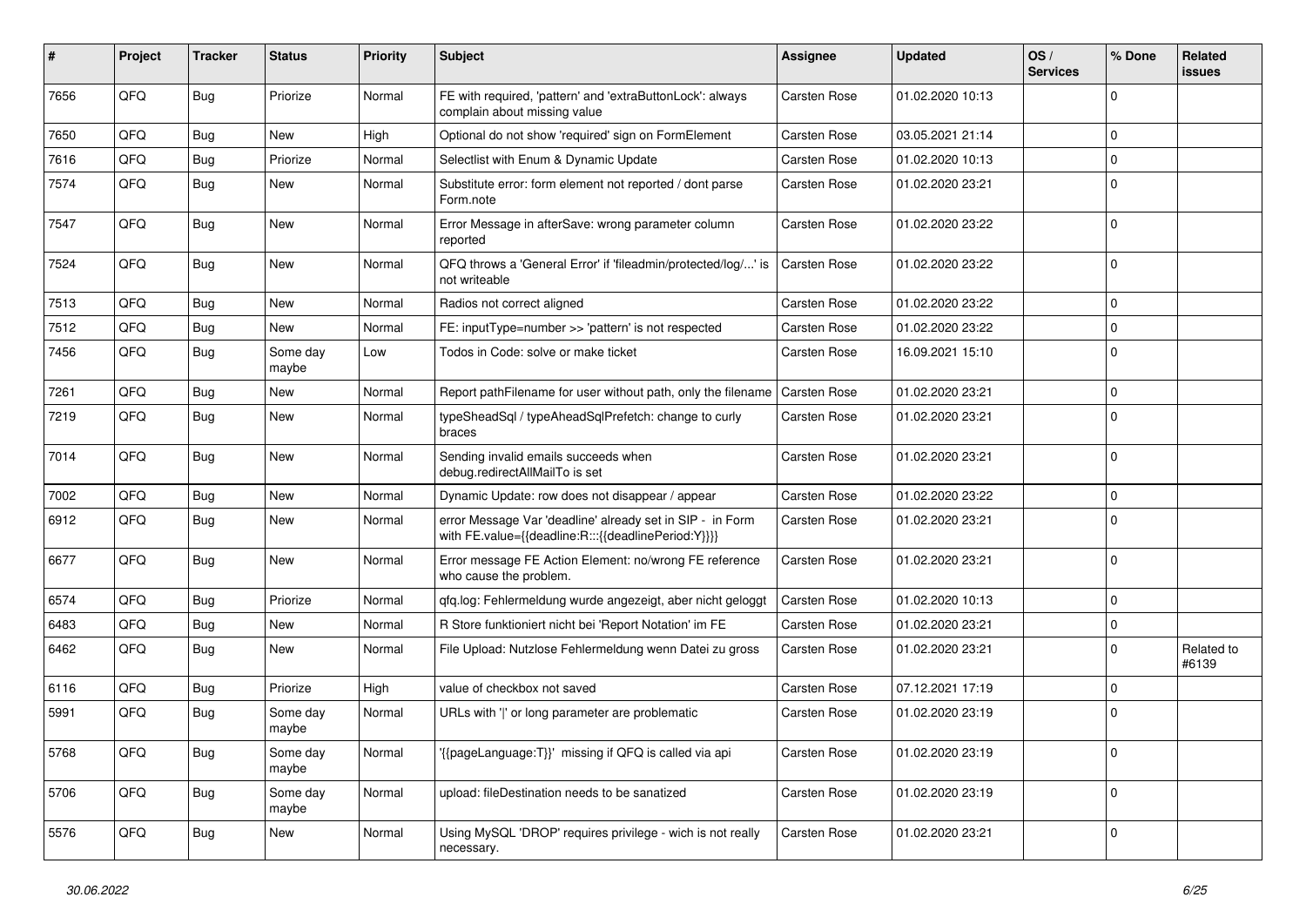| # | Project | Tracker | Status | Priority | Subject | Assignee | Updated | OS / Services | % Done | Related issues |
|---|---|---|---|---|---|---|---|---|---|---|
| 7656 | QFQ | Bug | Priorize | Normal | FE with required, 'pattern' and 'extraButtonLock': always complain about missing value | Carsten Rose | 01.02.2020 10:13 | | 0 | |
| 7650 | QFQ | Bug | New | High | Optional do not show 'required' sign on FormElement | Carsten Rose | 03.05.2021 21:14 | | 0 | |
| 7616 | QFQ | Bug | Priorize | Normal | Selectlist with Enum & Dynamic Update | Carsten Rose | 01.02.2020 10:13 | | 0 | |
| 7574 | QFQ | Bug | New | Normal | Substitute error: form element not reported / dont parse Form.note | Carsten Rose | 01.02.2020 23:21 | | 0 | |
| 7547 | QFQ | Bug | New | Normal | Error Message in afterSave: wrong parameter column reported | Carsten Rose | 01.02.2020 23:22 | | 0 | |
| 7524 | QFQ | Bug | New | Normal | QFQ throws a 'General Error' if 'fileadmin/protected/log/...' is not writeable | Carsten Rose | 01.02.2020 23:22 | | 0 | |
| 7513 | QFQ | Bug | New | Normal | Radios not correct aligned | Carsten Rose | 01.02.2020 23:22 | | 0 | |
| 7512 | QFQ | Bug | New | Normal | FE: inputType=number >> 'pattern' is not respected | Carsten Rose | 01.02.2020 23:22 | | 0 | |
| 7456 | QFQ | Bug | Some day maybe | Low | Todos in Code: solve or make ticket | Carsten Rose | 16.09.2021 15:10 | | 0 | |
| 7261 | QFQ | Bug | New | Normal | Report pathFilename for user without path, only the filename | Carsten Rose | 01.02.2020 23:21 | | 0 | |
| 7219 | QFQ | Bug | New | Normal | typeSheadSql / typeAheadSqlPrefetch: change to curly braces | Carsten Rose | 01.02.2020 23:21 | | 0 | |
| 7014 | QFQ | Bug | New | Normal | Sending invalid emails succeeds when debug.redirectAllMailTo is set | Carsten Rose | 01.02.2020 23:21 | | 0 | |
| 7002 | QFQ | Bug | New | Normal | Dynamic Update: row does not disappear / appear | Carsten Rose | 01.02.2020 23:22 | | 0 | |
| 6912 | QFQ | Bug | New | Normal | error Message Var 'deadline' already set in SIP - in Form with FE.value={{deadline:R:::{{deadlinePeriod:Y}}}} | Carsten Rose | 01.02.2020 23:21 | | 0 | |
| 6677 | QFQ | Bug | New | Normal | Error message FE Action Element: no/wrong FE reference who cause the problem. | Carsten Rose | 01.02.2020 23:21 | | 0 | |
| 6574 | QFQ | Bug | Priorize | Normal | qfq.log: Fehlermeldung wurde angezeigt, aber nicht geloggt | Carsten Rose | 01.02.2020 10:13 | | 0 | |
| 6483 | QFQ | Bug | New | Normal | R Store funktioniert nicht bei 'Report Notation' im FE | Carsten Rose | 01.02.2020 23:21 | | 0 | |
| 6462 | QFQ | Bug | New | Normal | File Upload: Nutzlose Fehlermeldung wenn Datei zu gross | Carsten Rose | 01.02.2020 23:21 | | 0 | Related to #6139 |
| 6116 | QFQ | Bug | Priorize | High | value of checkbox not saved | Carsten Rose | 07.12.2021 17:19 | | 0 | |
| 5991 | QFQ | Bug | Some day maybe | Normal | URLs with '\|' or long parameter are problematic | Carsten Rose | 01.02.2020 23:19 | | 0 | |
| 5768 | QFQ | Bug | Some day maybe | Normal | '{{pageLanguage:T}}' missing if QFQ is called via api | Carsten Rose | 01.02.2020 23:19 | | 0 | |
| 5706 | QFQ | Bug | Some day maybe | Normal | upload: fileDestination needs to be sanatized | Carsten Rose | 01.02.2020 23:19 | | 0 | |
| 5576 | QFQ | Bug | New | Normal | Using MySQL 'DROP' requires privilege - wich is not really necessary. | Carsten Rose | 01.02.2020 23:21 | | 0 | |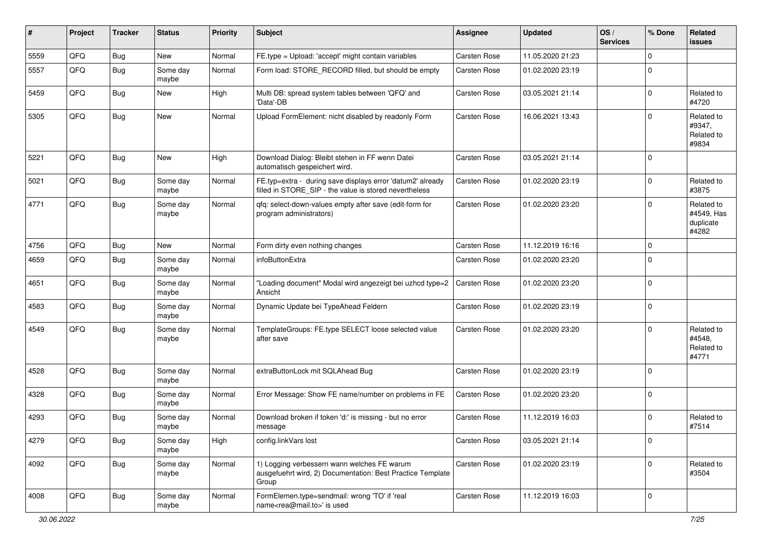| # | Project | Tracker | Status | Priority | Subject | Assignee | Updated | OS / Services | % Done | Related issues |
|---|---|---|---|---|---|---|---|---|---|---|
| 5559 | QFQ | Bug | New | Normal | FE.type = Upload: 'accept' might contain variables | Carsten Rose | 11.05.2020 21:23 | | 0 | |
| 5557 | QFQ | Bug | Some day maybe | Normal | Form load: STORE_RECORD filled, but should be empty | Carsten Rose | 01.02.2020 23:19 | | 0 | |
| 5459 | QFQ | Bug | New | High | Multi DB: spread system tables between 'QFQ' and 'Data'-DB | Carsten Rose | 03.05.2021 21:14 | | 0 | Related to #4720 |
| 5305 | QFQ | Bug | New | Normal | Upload FormElement: nicht disabled by readonly Form | Carsten Rose | 16.06.2021 13:43 | | 0 | Related to #9347, Related to #9834 |
| 5221 | QFQ | Bug | New | High | Download Dialog: Bleibt stehen in FF wenn Datei automatisch gespeichert wird. | Carsten Rose | 03.05.2021 21:14 | | 0 | |
| 5021 | QFQ | Bug | Some day maybe | Normal | FE.typ=extra - during save displays error 'datum2' already filled in STORE_SIP - the value is stored nevertheless | Carsten Rose | 01.02.2020 23:19 | | 0 | Related to #3875 |
| 4771 | QFQ | Bug | Some day maybe | Normal | qfq: select-down-values empty after save (edit-form for program administrators) | Carsten Rose | 01.02.2020 23:20 | | 0 | Related to #4549, Has duplicate #4282 |
| 4756 | QFQ | Bug | New | Normal | Form dirty even nothing changes | Carsten Rose | 11.12.2019 16:16 | | 0 | |
| 4659 | QFQ | Bug | Some day maybe | Normal | infoButtonExtra | Carsten Rose | 01.02.2020 23:20 | | 0 | |
| 4651 | QFQ | Bug | Some day maybe | Normal | "Loading document" Modal wird angezeigt bei uzhcd type=2 Ansicht | Carsten Rose | 01.02.2020 23:20 | | 0 | |
| 4583 | QFQ | Bug | Some day maybe | Normal | Dynamic Update bei TypeAhead Feldern | Carsten Rose | 01.02.2020 23:19 | | 0 | |
| 4549 | QFQ | Bug | Some day maybe | Normal | TemplateGroups: FE.type SELECT loose selected value after save | Carsten Rose | 01.02.2020 23:20 | | 0 | Related to #4548, Related to #4771 |
| 4528 | QFQ | Bug | Some day maybe | Normal | extraButtonLock mit SQLAhead Bug | Carsten Rose | 01.02.2020 23:19 | | 0 | |
| 4328 | QFQ | Bug | Some day maybe | Normal | Error Message: Show FE name/number on problems in FE | Carsten Rose | 01.02.2020 23:20 | | 0 | |
| 4293 | QFQ | Bug | Some day maybe | Normal | Download broken if token 'd:' is missing - but no error message | Carsten Rose | 11.12.2019 16:03 | | 0 | Related to #7514 |
| 4279 | QFQ | Bug | Some day maybe | High | config.linkVars lost | Carsten Rose | 03.05.2021 21:14 | | 0 | |
| 4092 | QFQ | Bug | Some day maybe | Normal | 1) Logging verbessern wann welches FE warum ausgefuehrt wird, 2) Documentation: Best Practice Template Group | Carsten Rose | 01.02.2020 23:19 | | 0 | Related to #3504 |
| 4008 | QFQ | Bug | Some day maybe | Normal | FormElemen.type=sendmail: wrong 'TO' if 'real name<rea@mail.to>' is used | Carsten Rose | 11.12.2019 16:03 | | 0 | |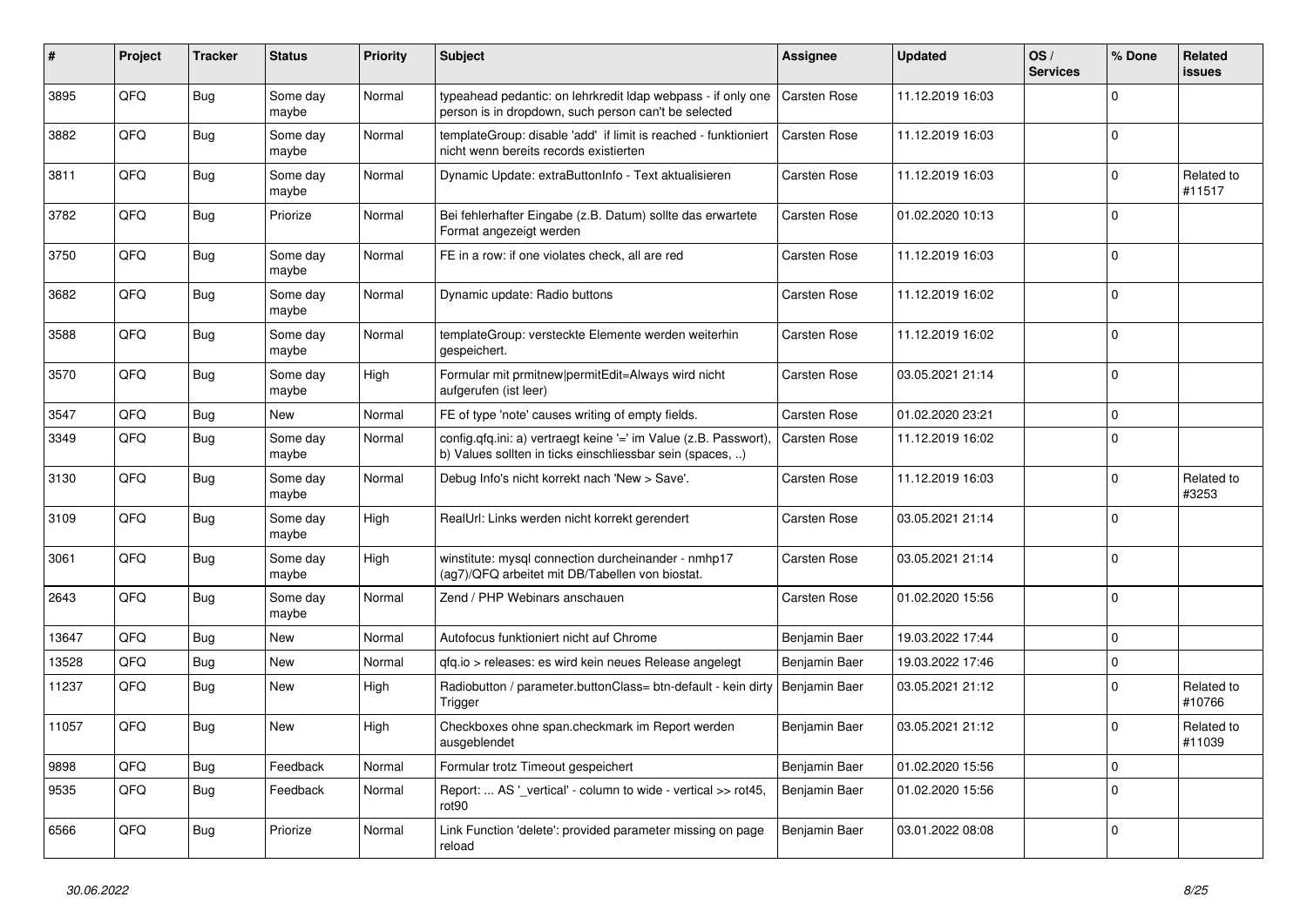| # | Project | Tracker | Status | Priority | Subject | Assignee | Updated | OS / Services | % Done | Related issues |
|---|---|---|---|---|---|---|---|---|---|---|
| 3895 | QFQ | Bug | Some day maybe | Normal | typeahead pedantic: on lehrkredit ldap webpass - if only one person is in dropdown, such person can't be selected | Carsten Rose | 11.12.2019 16:03 | | 0 | |
| 3882 | QFQ | Bug | Some day maybe | Normal | templateGroup: disable 'add' if limit is reached - funktioniert nicht wenn bereits records existierten | Carsten Rose | 11.12.2019 16:03 | | 0 | |
| 3811 | QFQ | Bug | Some day maybe | Normal | Dynamic Update: extraButtonInfo - Text aktualisieren | Carsten Rose | 11.12.2019 16:03 | | 0 | Related to #11517 |
| 3782 | QFQ | Bug | Priorize | Normal | Bei fehlerhafter Eingabe (z.B. Datum) sollte das erwartete Format angezeigt werden | Carsten Rose | 01.02.2020 10:13 | | 0 | |
| 3750 | QFQ | Bug | Some day maybe | Normal | FE in a row: if one violates check, all are red | Carsten Rose | 11.12.2019 16:03 | | 0 | |
| 3682 | QFQ | Bug | Some day maybe | Normal | Dynamic update: Radio buttons | Carsten Rose | 11.12.2019 16:02 | | 0 | |
| 3588 | QFQ | Bug | Some day maybe | Normal | templateGroup: versteckte Elemente werden weiterhin gespeichert. | Carsten Rose | 11.12.2019 16:02 | | 0 | |
| 3570 | QFQ | Bug | Some day maybe | High | Formular mit prmitnew\|permitEdit=Always wird nicht aufgerufen (ist leer) | Carsten Rose | 03.05.2021 21:14 | | 0 | |
| 3547 | QFQ | Bug | New | Normal | FE of type 'note' causes writing of empty fields. | Carsten Rose | 01.02.2020 23:21 | | 0 | |
| 3349 | QFQ | Bug | Some day maybe | Normal | config.qfq.ini: a) vertraegt keine '=' im Value (z.B. Passwort), b) Values sollten in ticks einschliessbar sein (spaces, ..) | Carsten Rose | 11.12.2019 16:02 | | 0 | |
| 3130 | QFQ | Bug | Some day maybe | Normal | Debug Info's nicht korrekt nach 'New > Save'. | Carsten Rose | 11.12.2019 16:03 | | 0 | Related to #3253 |
| 3109 | QFQ | Bug | Some day maybe | High | RealUrl: Links werden nicht korrekt gerendert | Carsten Rose | 03.05.2021 21:14 | | 0 | |
| 3061 | QFQ | Bug | Some day maybe | High | winstitute: mysql connection durcheinander - nmhp17 (ag7)/QFQ arbeitet mit DB/Tabellen von biostat. | Carsten Rose | 03.05.2021 21:14 | | 0 | |
| 2643 | QFQ | Bug | Some day maybe | Normal | Zend / PHP Webinars anschauen | Carsten Rose | 01.02.2020 15:56 | | 0 | |
| 13647 | QFQ | Bug | New | Normal | Autofocus funktioniert nicht auf Chrome | Benjamin Baer | 19.03.2022 17:44 | | 0 | |
| 13528 | QFQ | Bug | New | Normal | qfq.io > releases: es wird kein neues Release angelegt | Benjamin Baer | 19.03.2022 17:46 | | 0 | |
| 11237 | QFQ | Bug | New | High | Radiobutton / parameter.buttonClass= btn-default - kein dirty Trigger | Benjamin Baer | 03.05.2021 21:12 | | 0 | Related to #10766 |
| 11057 | QFQ | Bug | New | High | Checkboxes ohne span.checkmark im Report werden ausgeblendet | Benjamin Baer | 03.05.2021 21:12 | | 0 | Related to #11039 |
| 9898 | QFQ | Bug | Feedback | Normal | Formular trotz Timeout gespeichert | Benjamin Baer | 01.02.2020 15:56 | | 0 | |
| 9535 | QFQ | Bug | Feedback | Normal | Report: ... AS '_vertical' - column to wide - vertical >> rot45, rot90 | Benjamin Baer | 01.02.2020 15:56 | | 0 | |
| 6566 | QFQ | Bug | Priorize | Normal | Link Function 'delete': provided parameter missing on page reload | Benjamin Baer | 03.01.2022 08:08 | | 0 | |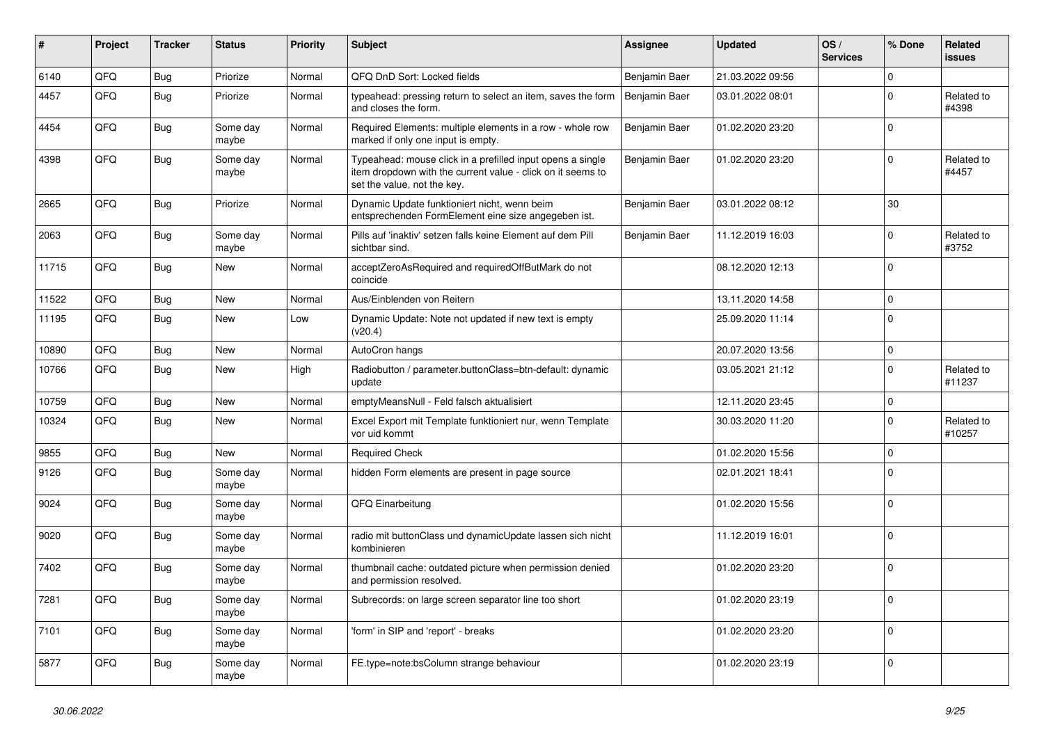| # | Project | Tracker | Status | Priority | Subject | Assignee | Updated | OS / Services | % Done | Related issues |
|---|---|---|---|---|---|---|---|---|---|---|
| 6140 | QFQ | Bug | Priorize | Normal | QFQ DnD Sort: Locked fields | Benjamin Baer | 21.03.2022 09:56 | | 0 | |
| 4457 | QFQ | Bug | Priorize | Normal | typeahead: pressing return to select an item, saves the form and closes the form. | Benjamin Baer | 03.01.2022 08:01 | | 0 | Related to #4398 |
| 4454 | QFQ | Bug | Some day maybe | Normal | Required Elements: multiple elements in a row - whole row marked if only one input is empty. | Benjamin Baer | 01.02.2020 23:20 | | 0 | |
| 4398 | QFQ | Bug | Some day maybe | Normal | Typeahead: mouse click in a prefilled input opens a single item dropdown with the current value - click on it seems to set the value, not the key. | Benjamin Baer | 01.02.2020 23:20 | | 0 | Related to #4457 |
| 2665 | QFQ | Bug | Priorize | Normal | Dynamic Update funktioniert nicht, wenn beim entsprechenden FormElement eine size angegeben ist. | Benjamin Baer | 03.01.2022 08:12 | | 30 | |
| 2063 | QFQ | Bug | Some day maybe | Normal | Pills auf 'inaktiv' setzen falls keine Element auf dem Pill sichtbar sind. | Benjamin Baer | 11.12.2019 16:03 | | 0 | Related to #3752 |
| 11715 | QFQ | Bug | New | Normal | acceptZeroAsRequired and requiredOffButMark do not coincide | | 08.12.2020 12:13 | | 0 | |
| 11522 | QFQ | Bug | New | Normal | Aus/Einblenden von Reitern | | 13.11.2020 14:58 | | 0 | |
| 11195 | QFQ | Bug | New | Low | Dynamic Update: Note not updated if new text is empty (v20.4) | | 25.09.2020 11:14 | | 0 | |
| 10890 | QFQ | Bug | New | Normal | AutoCron hangs | | 20.07.2020 13:56 | | 0 | |
| 10766 | QFQ | Bug | New | High | Radiobutton / parameter.buttonClass=btn-default: dynamic update | | 03.05.2021 21:12 | | 0 | Related to #11237 |
| 10759 | QFQ | Bug | New | Normal | emptyMeansNull - Feld falsch aktualisiert | | 12.11.2020 23:45 | | 0 | |
| 10324 | QFQ | Bug | New | Normal | Excel Export mit Template funktioniert nur, wenn Template vor uid kommt | | 30.03.2020 11:20 | | 0 | Related to #10257 |
| 9855 | QFQ | Bug | New | Normal | Required Check | | 01.02.2020 15:56 | | 0 | |
| 9126 | QFQ | Bug | Some day maybe | Normal | hidden Form elements are present in page source | | 02.01.2021 18:41 | | 0 | |
| 9024 | QFQ | Bug | Some day maybe | Normal | QFQ Einarbeitung | | 01.02.2020 15:56 | | 0 | |
| 9020 | QFQ | Bug | Some day maybe | Normal | radio mit buttonClass und dynamicUpdate lassen sich nicht kombinieren | | 11.12.2019 16:01 | | 0 | |
| 7402 | QFQ | Bug | Some day maybe | Normal | thumbnail cache: outdated picture when permission denied and permission resolved. | | 01.02.2020 23:20 | | 0 | |
| 7281 | QFQ | Bug | Some day maybe | Normal | Subrecords: on large screen separator line too short | | 01.02.2020 23:19 | | 0 | |
| 7101 | QFQ | Bug | Some day maybe | Normal | 'form' in SIP and 'report' - breaks | | 01.02.2020 23:20 | | 0 | |
| 5877 | QFQ | Bug | Some day maybe | Normal | FE.type=note:bsColumn strange behaviour | | 01.02.2020 23:19 | | 0 | |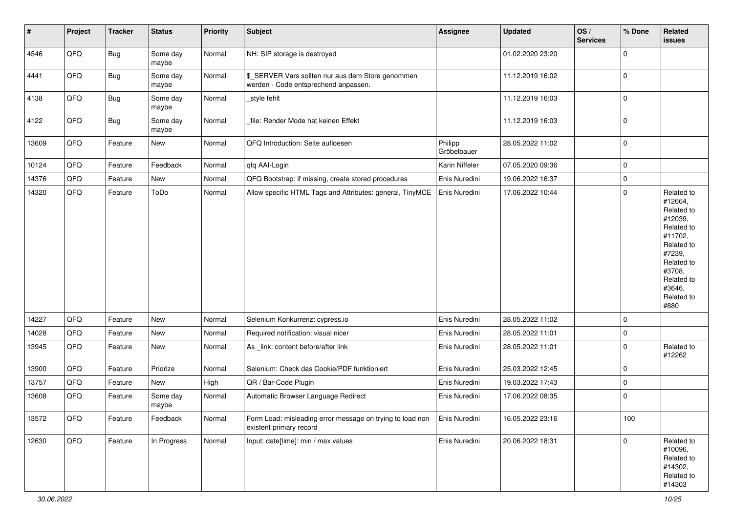| # | Project | Tracker | Status | Priority | Subject | Assignee | Updated | OS / Services | % Done | Related issues |
|---|---|---|---|---|---|---|---|---|---|---|
| 4546 | QFQ | Bug | Some day maybe | Normal | NH: SIP storage is destroyed | | 01.02.2020 23:20 | | 0 | |
| 4441 | QFQ | Bug | Some day maybe | Normal | $_SERVER Vars sollten nur aus dem Store genommen werden - Code entsprechend anpassen. | | 11.12.2019 16:02 | | 0 | |
| 4138 | QFQ | Bug | Some day maybe | Normal | _style fehlt | | 11.12.2019 16:03 | | 0 | |
| 4122 | QFQ | Bug | Some day maybe | Normal | _file: Render Mode hat keinen Effekt | | 11.12.2019 16:03 | | 0 | |
| 13609 | QFQ | Feature | New | Normal | QFQ Introduction: Seite aufloesen | Philipp Gröbelbauer | 28.05.2022 11:02 | | 0 | |
| 10124 | QFQ | Feature | Feedback | Normal | qfq AAI-Login | Karin Niffeler | 07.05.2020 09:36 | | 0 | |
| 14376 | QFQ | Feature | New | Normal | QFQ Bootstrap: if missing, create stored procedures | Enis Nuredini | 19.06.2022 16:37 | | 0 | |
| 14320 | QFQ | Feature | ToDo | Normal | Allow specific HTML Tags and Attributes: general, TinyMCE | Enis Nuredini | 17.06.2022 10:44 | | 0 | Related to #12664, Related to #12039, Related to #11702, Related to #7239, Related to #3708, Related to #3646, Related to #880 |
| 14227 | QFQ | Feature | New | Normal | Selenium Konkurrenz: cypress.io | Enis Nuredini | 28.05.2022 11:02 | | 0 | |
| 14028 | QFQ | Feature | New | Normal | Required notification: visual nicer | Enis Nuredini | 28.05.2022 11:01 | | 0 | |
| 13945 | QFQ | Feature | New | Normal | As _link: content before/after link | Enis Nuredini | 28.05.2022 11:01 | | 0 | Related to #12262 |
| 13900 | QFQ | Feature | Priorize | Normal | Selenium: Check das Cookie/PDF funktioniert | Enis Nuredini | 25.03.2022 12:45 | | 0 | |
| 13757 | QFQ | Feature | New | High | QR / Bar-Code Plugin | Enis Nuredini | 19.03.2022 17:43 | | 0 | |
| 13608 | QFQ | Feature | Some day maybe | Normal | Automatic Browser Language Redirect | Enis Nuredini | 17.06.2022 08:35 | | 0 | |
| 13572 | QFQ | Feature | Feedback | Normal | Form Load: misleading error message on trying to load non existent primary record | Enis Nuredini | 16.05.2022 23:16 | | 100 | |
| 12630 | QFQ | Feature | In Progress | Normal | Input: date[time]: min / max values | Enis Nuredini | 20.06.2022 18:31 | | 0 | Related to #10096, Related to #14302, Related to #14303 |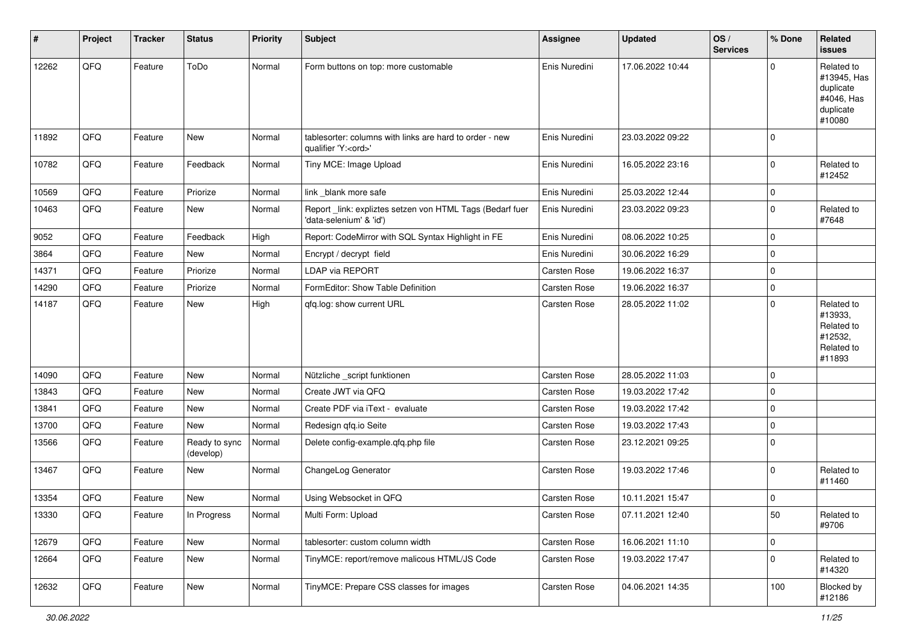| # | Project | Tracker | Status | Priority | Subject | Assignee | Updated | OS / Services | % Done | Related issues |
|---|---|---|---|---|---|---|---|---|---|---|
| 12262 | QFQ | Feature | ToDo | Normal | Form buttons on top: more customable | Enis Nuredini | 17.06.2022 10:44 | | 0 | Related to #13945, Has duplicate #4046, Has duplicate #10080 |
| 11892 | QFQ | Feature | New | Normal | tablesorter: columns with links are hard to order - new qualifier 'Y:<ord>' | Enis Nuredini | 23.03.2022 09:22 | | 0 | |
| 10782 | QFQ | Feature | Feedback | Normal | Tiny MCE: Image Upload | Enis Nuredini | 16.05.2022 23:16 | | 0 | Related to #12452 |
| 10569 | QFQ | Feature | Priorize | Normal | link _blank more safe | Enis Nuredini | 25.03.2022 12:44 | | 0 | |
| 10463 | QFQ | Feature | New | Normal | Report _link: expliztes setzen von HTML Tags (Bedarf fuer 'data-selenium' & 'id') | Enis Nuredini | 23.03.2022 09:23 | | 0 | Related to #7648 |
| 9052 | QFQ | Feature | Feedback | High | Report: CodeMirror with SQL Syntax Highlight in FE | Enis Nuredini | 08.06.2022 10:25 | | 0 | |
| 3864 | QFQ | Feature | New | Normal | Encrypt / decrypt field | Enis Nuredini | 30.06.2022 16:29 | | 0 | |
| 14371 | QFQ | Feature | Priorize | Normal | LDAP via REPORT | Carsten Rose | 19.06.2022 16:37 | | 0 | |
| 14290 | QFQ | Feature | Priorize | Normal | FormEditor: Show Table Definition | Carsten Rose | 19.06.2022 16:37 | | 0 | |
| 14187 | QFQ | Feature | New | High | qfq.log: show current URL | Carsten Rose | 28.05.2022 11:02 | | 0 | Related to #13933, Related to #12532, Related to #11893 |
| 14090 | QFQ | Feature | New | Normal | Nützliche _script funktionen | Carsten Rose | 28.05.2022 11:03 | | 0 | |
| 13843 | QFQ | Feature | New | Normal | Create JWT via QFQ | Carsten Rose | 19.03.2022 17:42 | | 0 | |
| 13841 | QFQ | Feature | New | Normal | Create PDF via iText - evaluate | Carsten Rose | 19.03.2022 17:42 | | 0 | |
| 13700 | QFQ | Feature | New | Normal | Redesign qfq.io Seite | Carsten Rose | 19.03.2022 17:43 | | 0 | |
| 13566 | QFQ | Feature | Ready to sync (develop) | Normal | Delete config-example.qfq.php file | Carsten Rose | 23.12.2021 09:25 | | 0 | |
| 13467 | QFQ | Feature | New | Normal | ChangeLog Generator | Carsten Rose | 19.03.2022 17:46 | | 0 | Related to #11460 |
| 13354 | QFQ | Feature | New | Normal | Using Websocket in QFQ | Carsten Rose | 10.11.2021 15:47 | | 0 | |
| 13330 | QFQ | Feature | In Progress | Normal | Multi Form: Upload | Carsten Rose | 07.11.2021 12:40 | | 50 | Related to #9706 |
| 12679 | QFQ | Feature | New | Normal | tablesorter: custom column width | Carsten Rose | 16.06.2021 11:10 | | 0 | |
| 12664 | QFQ | Feature | New | Normal | TinyMCE: report/remove malicous HTML/JS Code | Carsten Rose | 19.03.2022 17:47 | | 0 | Related to #14320 |
| 12632 | QFQ | Feature | New | Normal | TinyMCE: Prepare CSS classes for images | Carsten Rose | 04.06.2021 14:35 | | 100 | Blocked by #12186 |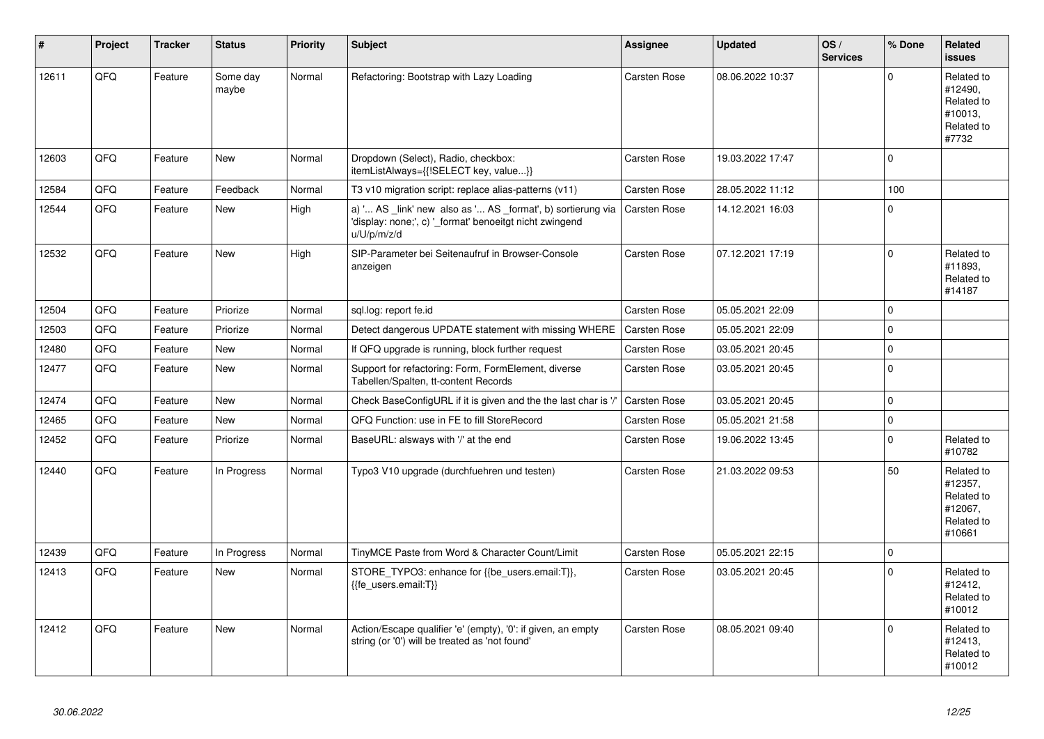| # | Project | Tracker | Status | Priority | Subject | Assignee | Updated | OS / Services | % Done | Related issues |
|---|---|---|---|---|---|---|---|---|---|---|
| 12611 | QFQ | Feature | Some day maybe | Normal | Refactoring: Bootstrap with Lazy Loading | Carsten Rose | 08.06.2022 10:37 | | 0 | Related to #12490, Related to #10013, Related to #7732 |
| 12603 | QFQ | Feature | New | Normal | Dropdown (Select), Radio, checkbox: itemListAlways={{!SELECT key, value...}} | Carsten Rose | 19.03.2022 17:47 | | 0 | |
| 12584 | QFQ | Feature | Feedback | Normal | T3 v10 migration script: replace alias-patterns (v11) | Carsten Rose | 28.05.2022 11:12 | | 100 | |
| 12544 | QFQ | Feature | New | High | a) '... AS _link' new also as '... AS _format', b) sortierung via 'display: none;', c) '_format' benoeitgt nicht zwingend u/U/p/m/z/d | Carsten Rose | 14.12.2021 16:03 | | 0 | |
| 12532 | QFQ | Feature | New | High | SIP-Parameter bei Seitenaufruf in Browser-Console anzeigen | Carsten Rose | 07.12.2021 17:19 | | 0 | Related to #11893, Related to #14187 |
| 12504 | QFQ | Feature | Priorize | Normal | sql.log: report fe.id | Carsten Rose | 05.05.2021 22:09 | | 0 | |
| 12503 | QFQ | Feature | Priorize | Normal | Detect dangerous UPDATE statement with missing WHERE | Carsten Rose | 05.05.2021 22:09 | | 0 | |
| 12480 | QFQ | Feature | New | Normal | If QFQ upgrade is running, block further request | Carsten Rose | 03.05.2021 20:45 | | 0 | |
| 12477 | QFQ | Feature | New | Normal | Support for refactoring: Form, FormElement, diverse Tabellen/Spalten, tt-content Records | Carsten Rose | 03.05.2021 20:45 | | 0 | |
| 12474 | QFQ | Feature | New | Normal | Check BaseConfigURL if it is given and the the last char is '/' | Carsten Rose | 03.05.2021 20:45 | | 0 | |
| 12465 | QFQ | Feature | New | Normal | QFQ Function: use in FE to fill StoreRecord | Carsten Rose | 05.05.2021 21:58 | | 0 | |
| 12452 | QFQ | Feature | Priorize | Normal | BaseURL: alsways with '/' at the end | Carsten Rose | 19.06.2022 13:45 | | 0 | Related to #10782 |
| 12440 | QFQ | Feature | In Progress | Normal | Typo3 V10 upgrade (durchfuehren und testen) | Carsten Rose | 21.03.2022 09:53 | | 50 | Related to #12357, Related to #12067, Related to #10661 |
| 12439 | QFQ | Feature | In Progress | Normal | TinyMCE Paste from Word & Character Count/Limit | Carsten Rose | 05.05.2021 22:15 | | 0 | |
| 12413 | QFQ | Feature | New | Normal | STORE_TYPO3: enhance for {{be_users.email:T}}, {{fe_users.email:T}} | Carsten Rose | 03.05.2021 20:45 | | 0 | Related to #12412, Related to #10012 |
| 12412 | QFQ | Feature | New | Normal | Action/Escape qualifier 'e' (empty), '0': if given, an empty string (or '0') will be treated as 'not found' | Carsten Rose | 08.05.2021 09:40 | | 0 | Related to #12413, Related to #10012 |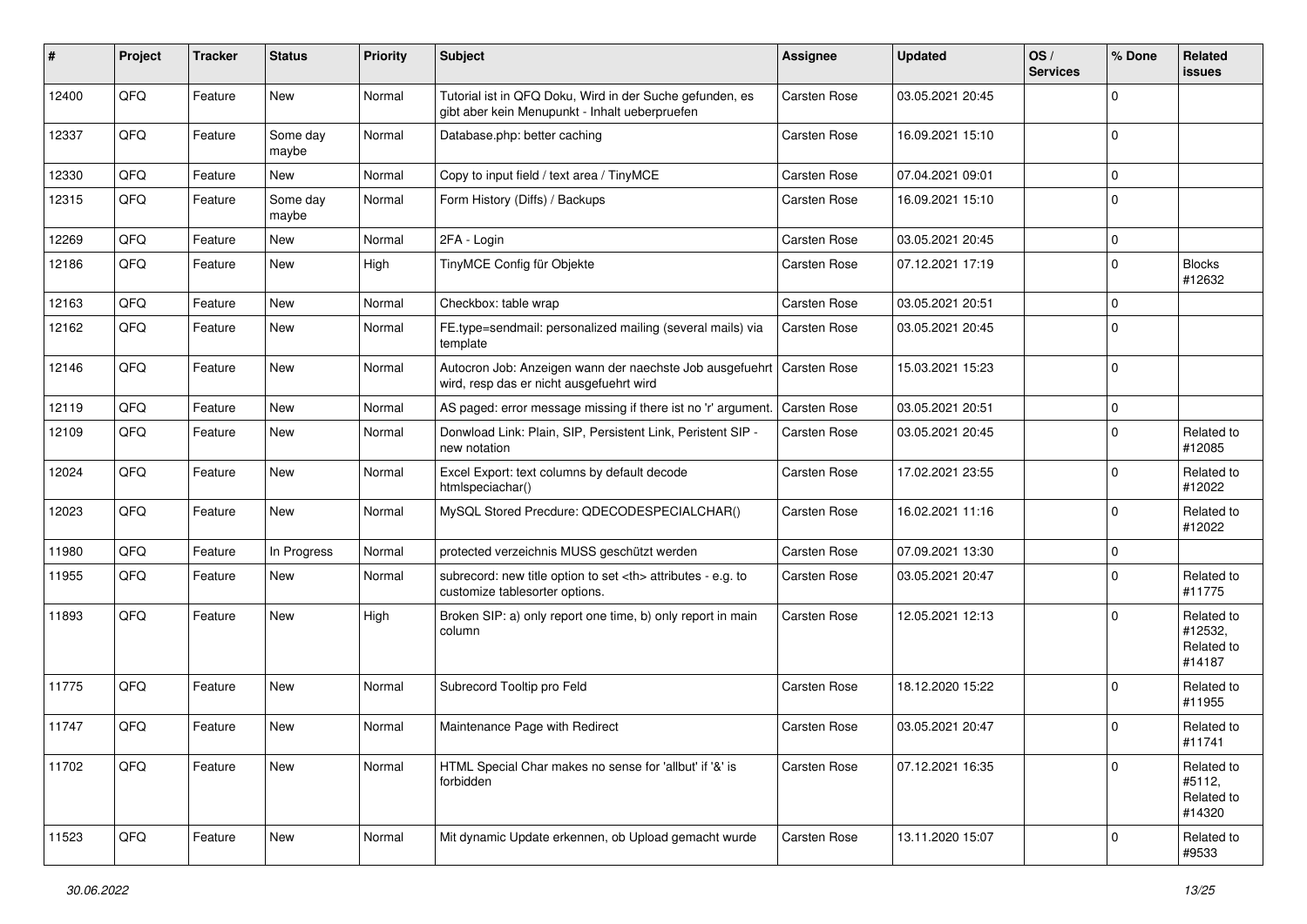| # | Project | Tracker | Status | Priority | Subject | Assignee | Updated | OS / Services | % Done | Related issues |
|---|---|---|---|---|---|---|---|---|---|---|
| 12400 | QFQ | Feature | New | Normal | Tutorial ist in QFQ Doku, Wird in der Suche gefunden, es gibt aber kein Menupunkt - Inhalt ueberpruefen | Carsten Rose | 03.05.2021 20:45 | | 0 | |
| 12337 | QFQ | Feature | Some day maybe | Normal | Database.php: better caching | Carsten Rose | 16.09.2021 15:10 | | 0 | |
| 12330 | QFQ | Feature | New | Normal | Copy to input field / text area / TinyMCE | Carsten Rose | 07.04.2021 09:01 | | 0 | |
| 12315 | QFQ | Feature | Some day maybe | Normal | Form History (Diffs) / Backups | Carsten Rose | 16.09.2021 15:10 | | 0 | |
| 12269 | QFQ | Feature | New | Normal | 2FA - Login | Carsten Rose | 03.05.2021 20:45 | | 0 | |
| 12186 | QFQ | Feature | New | High | TinyMCE Config für Objekte | Carsten Rose | 07.12.2021 17:19 | | 0 | Blocks #12632 |
| 12163 | QFQ | Feature | New | Normal | Checkbox: table wrap | Carsten Rose | 03.05.2021 20:51 | | 0 | |
| 12162 | QFQ | Feature | New | Normal | FE.type=sendmail: personalized mailing (several mails) via template | Carsten Rose | 03.05.2021 20:45 | | 0 | |
| 12146 | QFQ | Feature | New | Normal | Autocron Job: Anzeigen wann der naechste Job ausgefuehrt wird, resp das er nicht ausgefuehrt wird | Carsten Rose | 15.03.2021 15:23 | | 0 | |
| 12119 | QFQ | Feature | New | Normal | AS paged: error message missing if there ist no 'r' argument. | Carsten Rose | 03.05.2021 20:51 | | 0 | |
| 12109 | QFQ | Feature | New | Normal | Donwload Link: Plain, SIP, Persistent Link, Peristent SIP - new notation | Carsten Rose | 03.05.2021 20:45 | | 0 | Related to #12085 |
| 12024 | QFQ | Feature | New | Normal | Excel Export: text columns by default decode htmlspeciachar() | Carsten Rose | 17.02.2021 23:55 | | 0 | Related to #12022 |
| 12023 | QFQ | Feature | New | Normal | MySQL Stored Precdure: QDECODESPECIALCHAR() | Carsten Rose | 16.02.2021 11:16 | | 0 | Related to #12022 |
| 11980 | QFQ | Feature | In Progress | Normal | protected verzeichnis MUSS geschützt werden | Carsten Rose | 07.09.2021 13:30 | | 0 | |
| 11955 | QFQ | Feature | New | Normal | subrecord: new title option to set <th> attributes - e.g. to customize tablesorter options. | Carsten Rose | 03.05.2021 20:47 | | 0 | Related to #11775 |
| 11893 | QFQ | Feature | New | High | Broken SIP: a) only report one time, b) only report in main column | Carsten Rose | 12.05.2021 12:13 | | 0 | Related to #12532, Related to #14187 |
| 11775 | QFQ | Feature | New | Normal | Subrecord Tooltip pro Feld | Carsten Rose | 18.12.2020 15:22 | | 0 | Related to #11955 |
| 11747 | QFQ | Feature | New | Normal | Maintenance Page with Redirect | Carsten Rose | 03.05.2021 20:47 | | 0 | Related to #11741 |
| 11702 | QFQ | Feature | New | Normal | HTML Special Char makes no sense for 'allbut' if '&' is forbidden | Carsten Rose | 07.12.2021 16:35 | | 0 | Related to #5112, Related to #14320 |
| 11523 | QFQ | Feature | New | Normal | Mit dynamic Update erkennen, ob Upload gemacht wurde | Carsten Rose | 13.11.2020 15:07 | | 0 | Related to #9533 |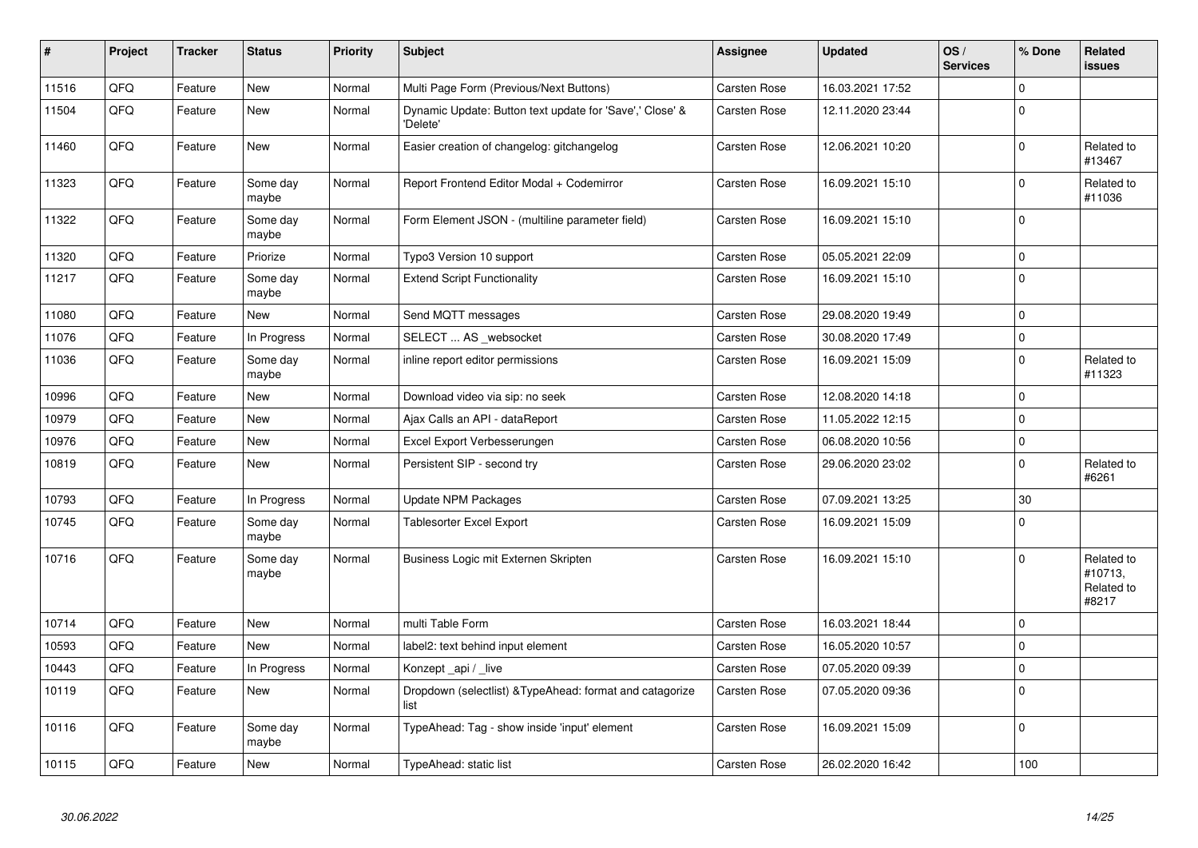| # | Project | Tracker | Status | Priority | Subject | Assignee | Updated | OS / Services | % Done | Related issues |
|---|---|---|---|---|---|---|---|---|---|---|
| 11516 | QFQ | Feature | New | Normal | Multi Page Form (Previous/Next Buttons) | Carsten Rose | 16.03.2021 17:52 | | 0 | |
| 11504 | QFQ | Feature | New | Normal | Dynamic Update: Button text update for 'Save',' Close' & 'Delete' | Carsten Rose | 12.11.2020 23:44 | | 0 | |
| 11460 | QFQ | Feature | New | Normal | Easier creation of changelog: gitchangelog | Carsten Rose | 12.06.2021 10:20 | | 0 | Related to #13467 |
| 11323 | QFQ | Feature | Some day maybe | Normal | Report Frontend Editor Modal + Codemirror | Carsten Rose | 16.09.2021 15:10 | | 0 | Related to #11036 |
| 11322 | QFQ | Feature | Some day maybe | Normal | Form Element JSON - (multiline parameter field) | Carsten Rose | 16.09.2021 15:10 | | 0 | |
| 11320 | QFQ | Feature | Priorize | Normal | Typo3 Version 10 support | Carsten Rose | 05.05.2021 22:09 | | 0 | |
| 11217 | QFQ | Feature | Some day maybe | Normal | Extend Script Functionality | Carsten Rose | 16.09.2021 15:10 | | 0 | |
| 11080 | QFQ | Feature | New | Normal | Send MQTT messages | Carsten Rose | 29.08.2020 19:49 | | 0 | |
| 11076 | QFQ | Feature | In Progress | Normal | SELECT ... AS _websocket | Carsten Rose | 30.08.2020 17:49 | | 0 | |
| 11036 | QFQ | Feature | Some day maybe | Normal | inline report editor permissions | Carsten Rose | 16.09.2021 15:09 | | 0 | Related to #11323 |
| 10996 | QFQ | Feature | New | Normal | Download video via sip: no seek | Carsten Rose | 12.08.2020 14:18 | | 0 | |
| 10979 | QFQ | Feature | New | Normal | Ajax Calls an API - dataReport | Carsten Rose | 11.05.2022 12:15 | | 0 | |
| 10976 | QFQ | Feature | New | Normal | Excel Export Verbesserungen | Carsten Rose | 06.08.2020 10:56 | | 0 | |
| 10819 | QFQ | Feature | New | Normal | Persistent SIP - second try | Carsten Rose | 29.06.2020 23:02 | | 0 | Related to #6261 |
| 10793 | QFQ | Feature | In Progress | Normal | Update NPM Packages | Carsten Rose | 07.09.2021 13:25 | | 30 | |
| 10745 | QFQ | Feature | Some day maybe | Normal | Tablesorter Excel Export | Carsten Rose | 16.09.2021 15:09 | | 0 | |
| 10716 | QFQ | Feature | Some day maybe | Normal | Business Logic mit Externen Skripten | Carsten Rose | 16.09.2021 15:10 | | 0 | Related to #10713, Related to #8217 |
| 10714 | QFQ | Feature | New | Normal | multi Table Form | Carsten Rose | 16.03.2021 18:44 | | 0 | |
| 10593 | QFQ | Feature | New | Normal | label2: text behind input element | Carsten Rose | 16.05.2020 10:57 | | 0 | |
| 10443 | QFQ | Feature | In Progress | Normal | Konzept _api / _live | Carsten Rose | 07.05.2020 09:39 | | 0 | |
| 10119 | QFQ | Feature | New | Normal | Dropdown (selectlist) &TypeAhead: format and catagorize list | Carsten Rose | 07.05.2020 09:36 | | 0 | |
| 10116 | QFQ | Feature | Some day maybe | Normal | TypeAhead: Tag - show inside 'input' element | Carsten Rose | 16.09.2021 15:09 | | 0 | |
| 10115 | QFQ | Feature | New | Normal | TypeAhead: static list | Carsten Rose | 26.02.2020 16:42 | | 100 | |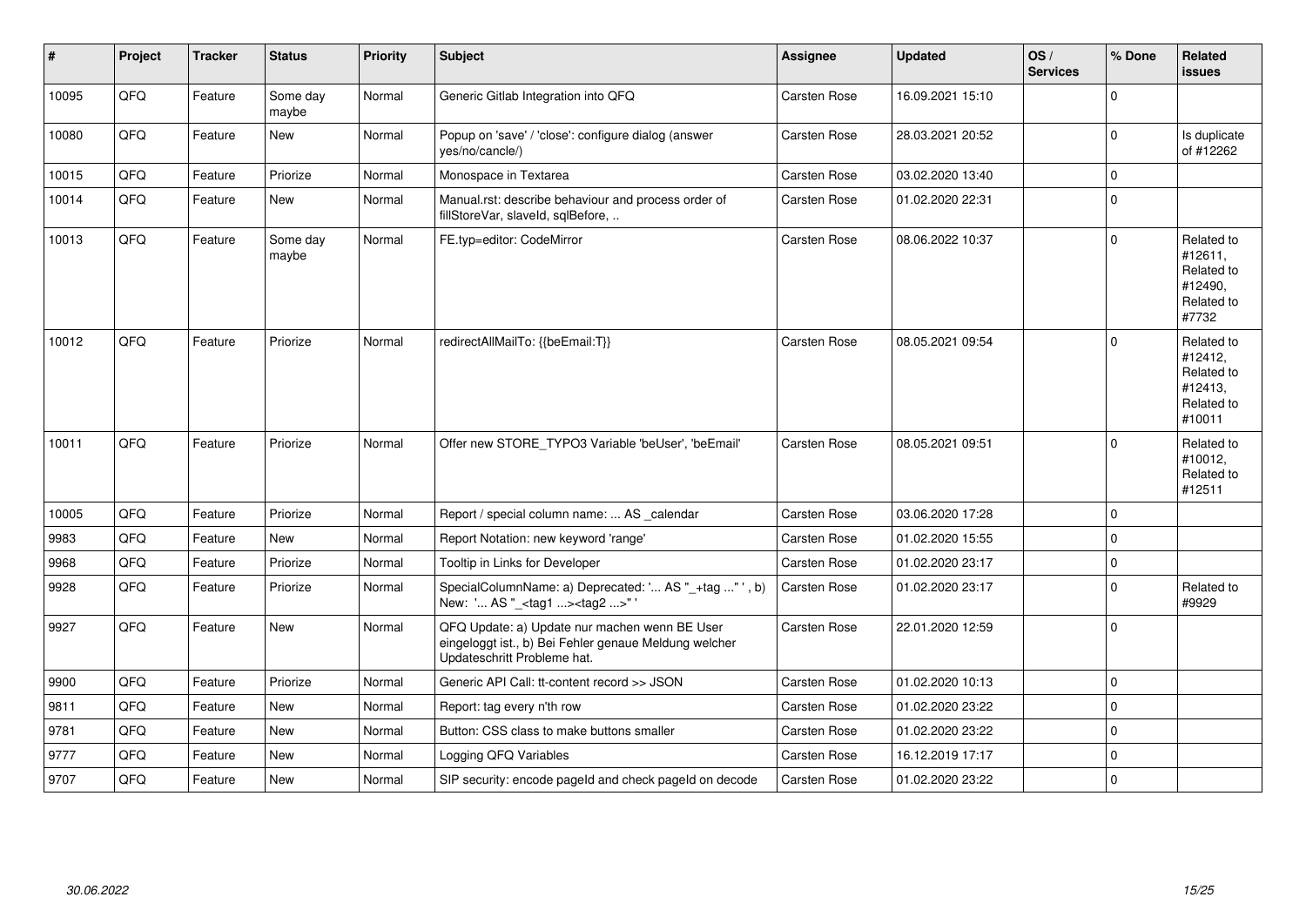| # | Project | Tracker | Status | Priority | Subject | Assignee | Updated | OS / Services | % Done | Related issues |
|---|---|---|---|---|---|---|---|---|---|---|
| 10095 | QFQ | Feature | Some day maybe | Normal | Generic Gitlab Integration into QFQ | Carsten Rose | 16.09.2021 15:10 | | 0 | |
| 10080 | QFQ | Feature | New | Normal | Popup on 'save' / 'close': configure dialog (answer yes/no/cancle/) | Carsten Rose | 28.03.2021 20:52 | | 0 | Is duplicate of #12262 |
| 10015 | QFQ | Feature | Priorize | Normal | Monospace in Textarea | Carsten Rose | 03.02.2020 13:40 | | 0 | |
| 10014 | QFQ | Feature | New | Normal | Manual.rst: describe behaviour and process order of fillStoreVar, slaveId, sqlBefore, .. | Carsten Rose | 01.02.2020 22:31 | | 0 | |
| 10013 | QFQ | Feature | Some day maybe | Normal | FE.typ=editor: CodeMirror | Carsten Rose | 08.06.2022 10:37 | | 0 | Related to #12611, Related to #12490, Related to #7732 |
| 10012 | QFQ | Feature | Priorize | Normal | redirectAllMailTo: {{beEmail:T}} | Carsten Rose | 08.05.2021 09:54 | | 0 | Related to #12412, Related to #12413, Related to #10011 |
| 10011 | QFQ | Feature | Priorize | Normal | Offer new STORE_TYPO3 Variable 'beUser', 'beEmail' | Carsten Rose | 08.05.2021 09:51 | | 0 | Related to #10012, Related to #12511 |
| 10005 | QFQ | Feature | Priorize | Normal | Report / special column name: ... AS _calendar | Carsten Rose | 03.06.2020 17:28 | | 0 | |
| 9983 | QFQ | Feature | New | Normal | Report Notation: new keyword 'range' | Carsten Rose | 01.02.2020 15:55 | | 0 | |
| 9968 | QFQ | Feature | Priorize | Normal | Tooltip in Links for Developer | Carsten Rose | 01.02.2020 23:17 | | 0 | |
| 9928 | QFQ | Feature | Priorize | Normal | SpecialColumnName: a) Deprecated: '... AS "_+tag ..." ', b) New: '... AS "_<tag1 ...><tag2 ...>" ' | Carsten Rose | 01.02.2020 23:17 | | 0 | Related to #9929 |
| 9927 | QFQ | Feature | New | Normal | QFQ Update: a) Update nur machen wenn BE User eingeloggt ist., b) Bei Fehler genaue Meldung welcher Updateschritt Probleme hat. | Carsten Rose | 22.01.2020 12:59 | | 0 | |
| 9900 | QFQ | Feature | Priorize | Normal | Generic API Call: tt-content record >> JSON | Carsten Rose | 01.02.2020 10:13 | | 0 | |
| 9811 | QFQ | Feature | New | Normal | Report: tag every n'th row | Carsten Rose | 01.02.2020 23:22 | | 0 | |
| 9781 | QFQ | Feature | New | Normal | Button: CSS class to make buttons smaller | Carsten Rose | 01.02.2020 23:22 | | 0 | |
| 9777 | QFQ | Feature | New | Normal | Logging QFQ Variables | Carsten Rose | 16.12.2019 17:17 | | 0 | |
| 9707 | QFQ | Feature | New | Normal | SIP security: encode pageId and check pageId on decode | Carsten Rose | 01.02.2020 23:22 | | 0 | |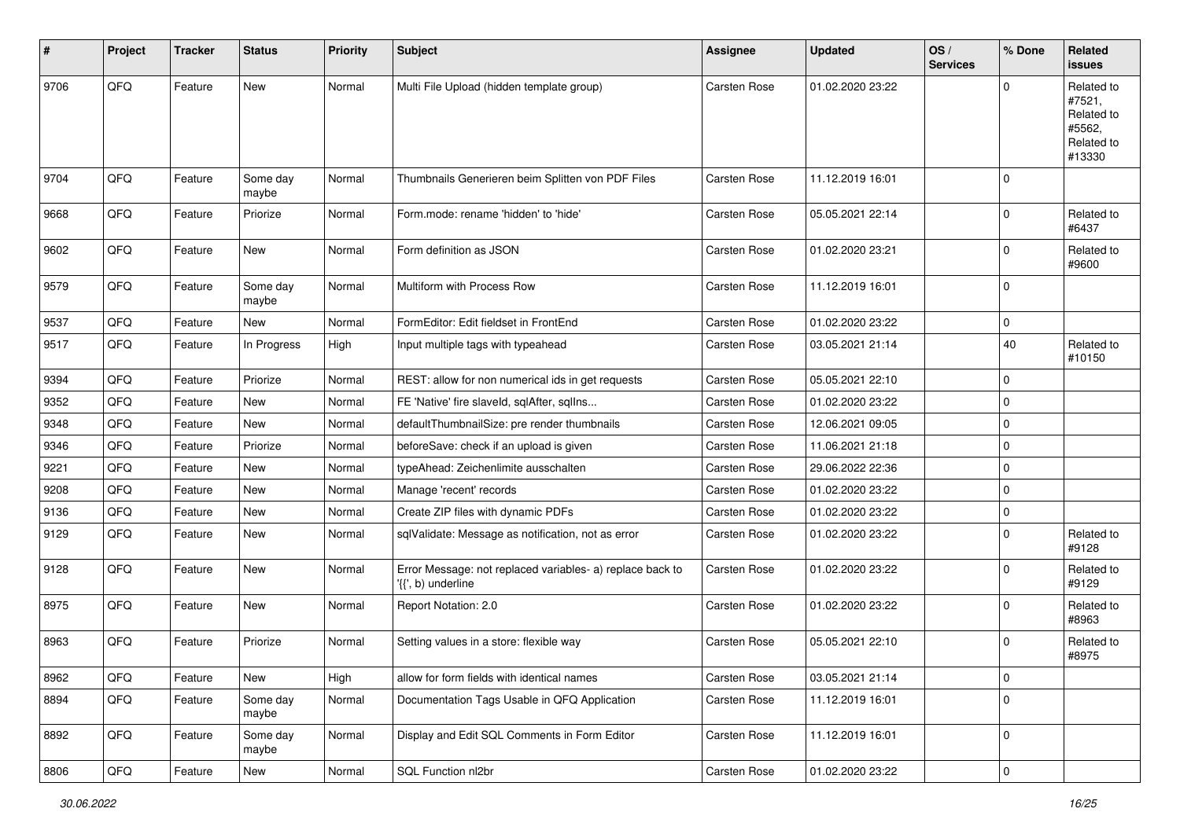| # | Project | Tracker | Status | Priority | Subject | Assignee | Updated | OS / Services | % Done | Related issues |
|---|---|---|---|---|---|---|---|---|---|---|
| 9706 | QFQ | Feature | New | Normal | Multi File Upload (hidden template group) | Carsten Rose | 01.02.2020 23:22 | | 0 | Related to #7521, Related to #5562, Related to #13330 |
| 9704 | QFQ | Feature | Some day maybe | Normal | Thumbnails Generieren beim Splitten von PDF Files | Carsten Rose | 11.12.2019 16:01 | | 0 | |
| 9668 | QFQ | Feature | Priorize | Normal | Form.mode: rename 'hidden' to 'hide' | Carsten Rose | 05.05.2021 22:14 | | 0 | Related to #6437 |
| 9602 | QFQ | Feature | New | Normal | Form definition as JSON | Carsten Rose | 01.02.2020 23:21 | | 0 | Related to #9600 |
| 9579 | QFQ | Feature | Some day maybe | Normal | Multiform with Process Row | Carsten Rose | 11.12.2019 16:01 | | 0 | |
| 9537 | QFQ | Feature | New | Normal | FormEditor: Edit fieldset in FrontEnd | Carsten Rose | 01.02.2020 23:22 | | 0 | |
| 9517 | QFQ | Feature | In Progress | High | Input multiple tags with typeahead | Carsten Rose | 03.05.2021 21:14 | | 40 | Related to #10150 |
| 9394 | QFQ | Feature | Priorize | Normal | REST: allow for non numerical ids in get requests | Carsten Rose | 05.05.2021 22:10 | | 0 | |
| 9352 | QFQ | Feature | New | Normal | FE 'Native' fire slaveId, sqlAfter, sqlIns... | Carsten Rose | 01.02.2020 23:22 | | 0 | |
| 9348 | QFQ | Feature | New | Normal | defaultThumbnailSize: pre render thumbnails | Carsten Rose | 12.06.2021 09:05 | | 0 | |
| 9346 | QFQ | Feature | Priorize | Normal | beforeSave: check if an upload is given | Carsten Rose | 11.06.2021 21:18 | | 0 | |
| 9221 | QFQ | Feature | New | Normal | typeAhead: Zeichenlimite ausschalten | Carsten Rose | 29.06.2022 22:36 | | 0 | |
| 9208 | QFQ | Feature | New | Normal | Manage 'recent' records | Carsten Rose | 01.02.2020 23:22 | | 0 | |
| 9136 | QFQ | Feature | New | Normal | Create ZIP files with dynamic PDFs | Carsten Rose | 01.02.2020 23:22 | | 0 | |
| 9129 | QFQ | Feature | New | Normal | sqlValidate: Message as notification, not as error | Carsten Rose | 01.02.2020 23:22 | | 0 | Related to #9128 |
| 9128 | QFQ | Feature | New | Normal | Error Message: not replaced variables- a) replace back to '{{', b) underline | Carsten Rose | 01.02.2020 23:22 | | 0 | Related to #9129 |
| 8975 | QFQ | Feature | New | Normal | Report Notation: 2.0 | Carsten Rose | 01.02.2020 23:22 | | 0 | Related to #8963 |
| 8963 | QFQ | Feature | Priorize | Normal | Setting values in a store: flexible way | Carsten Rose | 05.05.2021 22:10 | | 0 | Related to #8975 |
| 8962 | QFQ | Feature | New | High | allow for form fields with identical names | Carsten Rose | 03.05.2021 21:14 | | 0 | |
| 8894 | QFQ | Feature | Some day maybe | Normal | Documentation Tags Usable in QFQ Application | Carsten Rose | 11.12.2019 16:01 | | 0 | |
| 8892 | QFQ | Feature | Some day maybe | Normal | Display and Edit SQL Comments in Form Editor | Carsten Rose | 11.12.2019 16:01 | | 0 | |
| 8806 | QFQ | Feature | New | Normal | SQL Function nl2br | Carsten Rose | 01.02.2020 23:22 | | 0 | |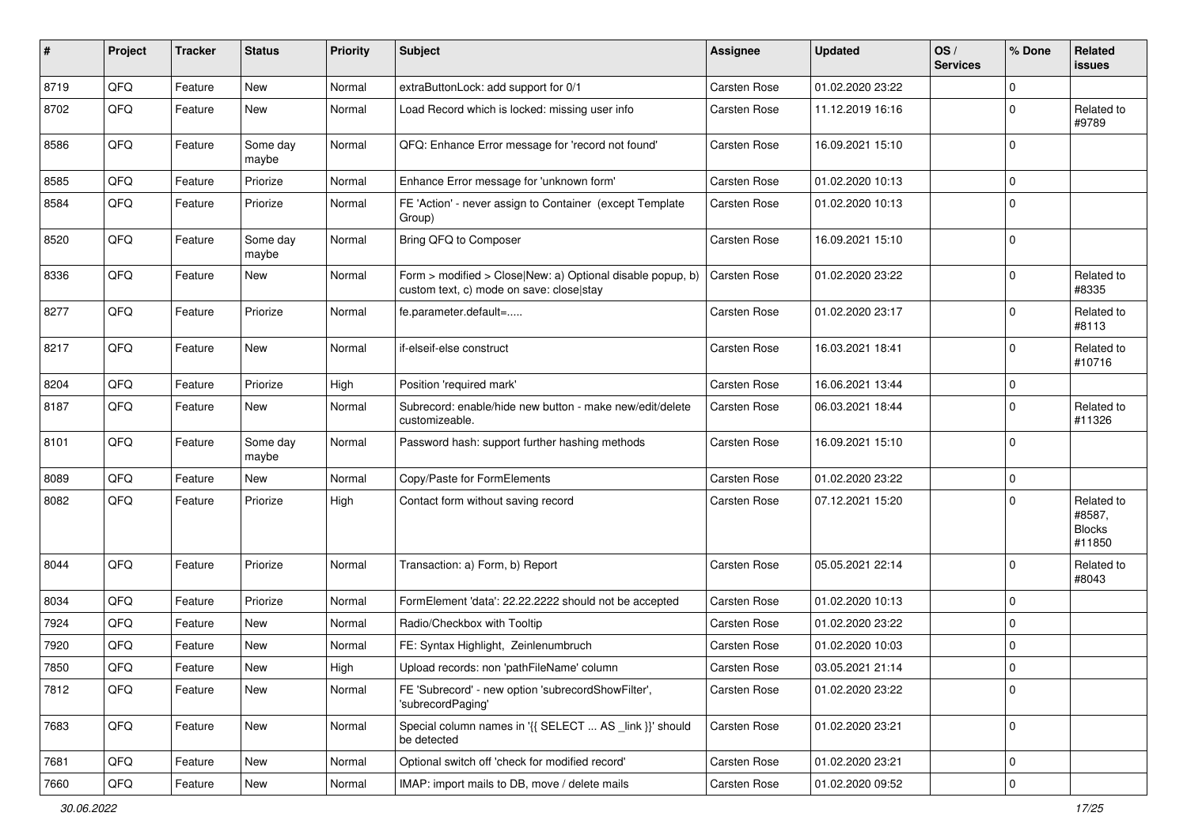| # | Project | Tracker | Status | Priority | Subject | Assignee | Updated | OS / Services | % Done | Related issues |
|---|---|---|---|---|---|---|---|---|---|---|
| 8719 | QFQ | Feature | New | Normal | extraButtonLock: add support for 0/1 | Carsten Rose | 01.02.2020 23:22 | | 0 | |
| 8702 | QFQ | Feature | New | Normal | Load Record which is locked: missing user info | Carsten Rose | 11.12.2019 16:16 | | 0 | Related to #9789 |
| 8586 | QFQ | Feature | Some day maybe | Normal | QFQ: Enhance Error message for 'record not found' | Carsten Rose | 16.09.2021 15:10 | | 0 | |
| 8585 | QFQ | Feature | Priorize | Normal | Enhance Error message for 'unknown form' | Carsten Rose | 01.02.2020 10:13 | | 0 | |
| 8584 | QFQ | Feature | Priorize | Normal | FE 'Action' - never assign to Container (except Template Group) | Carsten Rose | 01.02.2020 10:13 | | 0 | |
| 8520 | QFQ | Feature | Some day maybe | Normal | Bring QFQ to Composer | Carsten Rose | 16.09.2021 15:10 | | 0 | |
| 8336 | QFQ | Feature | New | Normal | Form > modified > Close\|New: a) Optional disable popup, b) custom text, c) mode on save: close\|stay | Carsten Rose | 01.02.2020 23:22 | | 0 | Related to #8335 |
| 8277 | QFQ | Feature | Priorize | Normal | fe.parameter.default=..... | Carsten Rose | 01.02.2020 23:17 | | 0 | Related to #8113 |
| 8217 | QFQ | Feature | New | Normal | if-elseif-else construct | Carsten Rose | 16.03.2021 18:41 | | 0 | Related to #10716 |
| 8204 | QFQ | Feature | Priorize | High | Position 'required mark' | Carsten Rose | 16.06.2021 13:44 | | 0 | |
| 8187 | QFQ | Feature | New | Normal | Subrecord: enable/hide new button - make new/edit/delete customizeable. | Carsten Rose | 06.03.2021 18:44 | | 0 | Related to #11326 |
| 8101 | QFQ | Feature | Some day maybe | Normal | Password hash: support further hashing methods | Carsten Rose | 16.09.2021 15:10 | | 0 | |
| 8089 | QFQ | Feature | New | Normal | Copy/Paste for FormElements | Carsten Rose | 01.02.2020 23:22 | | 0 | |
| 8082 | QFQ | Feature | Priorize | High | Contact form without saving record | Carsten Rose | 07.12.2021 15:20 | | 0 | Related to #8587, Blocks #11850 |
| 8044 | QFQ | Feature | Priorize | Normal | Transaction: a) Form, b) Report | Carsten Rose | 05.05.2021 22:14 | | 0 | Related to #8043 |
| 8034 | QFQ | Feature | Priorize | Normal | FormElement 'data': 22.22.2222 should not be accepted | Carsten Rose | 01.02.2020 10:13 | | 0 | |
| 7924 | QFQ | Feature | New | Normal | Radio/Checkbox with Tooltip | Carsten Rose | 01.02.2020 23:22 | | 0 | |
| 7920 | QFQ | Feature | New | Normal | FE: Syntax Highlight, Zeinlenumbruch | Carsten Rose | 01.02.2020 10:03 | | 0 | |
| 7850 | QFQ | Feature | New | High | Upload records: non 'pathFileName' column | Carsten Rose | 03.05.2021 21:14 | | 0 | |
| 7812 | QFQ | Feature | New | Normal | FE 'Subrecord' - new option 'subrecordShowFilter', 'subrecordPaging' | Carsten Rose | 01.02.2020 23:22 | | 0 | |
| 7683 | QFQ | Feature | New | Normal | Special column names in '{{ SELECT ... AS _link }}' should be detected | Carsten Rose | 01.02.2020 23:21 | | 0 | |
| 7681 | QFQ | Feature | New | Normal | Optional switch off 'check for modified record' | Carsten Rose | 01.02.2020 23:21 | | 0 | |
| 7660 | QFQ | Feature | New | Normal | IMAP: import mails to DB, move / delete mails | Carsten Rose | 01.02.2020 09:52 | | 0 | |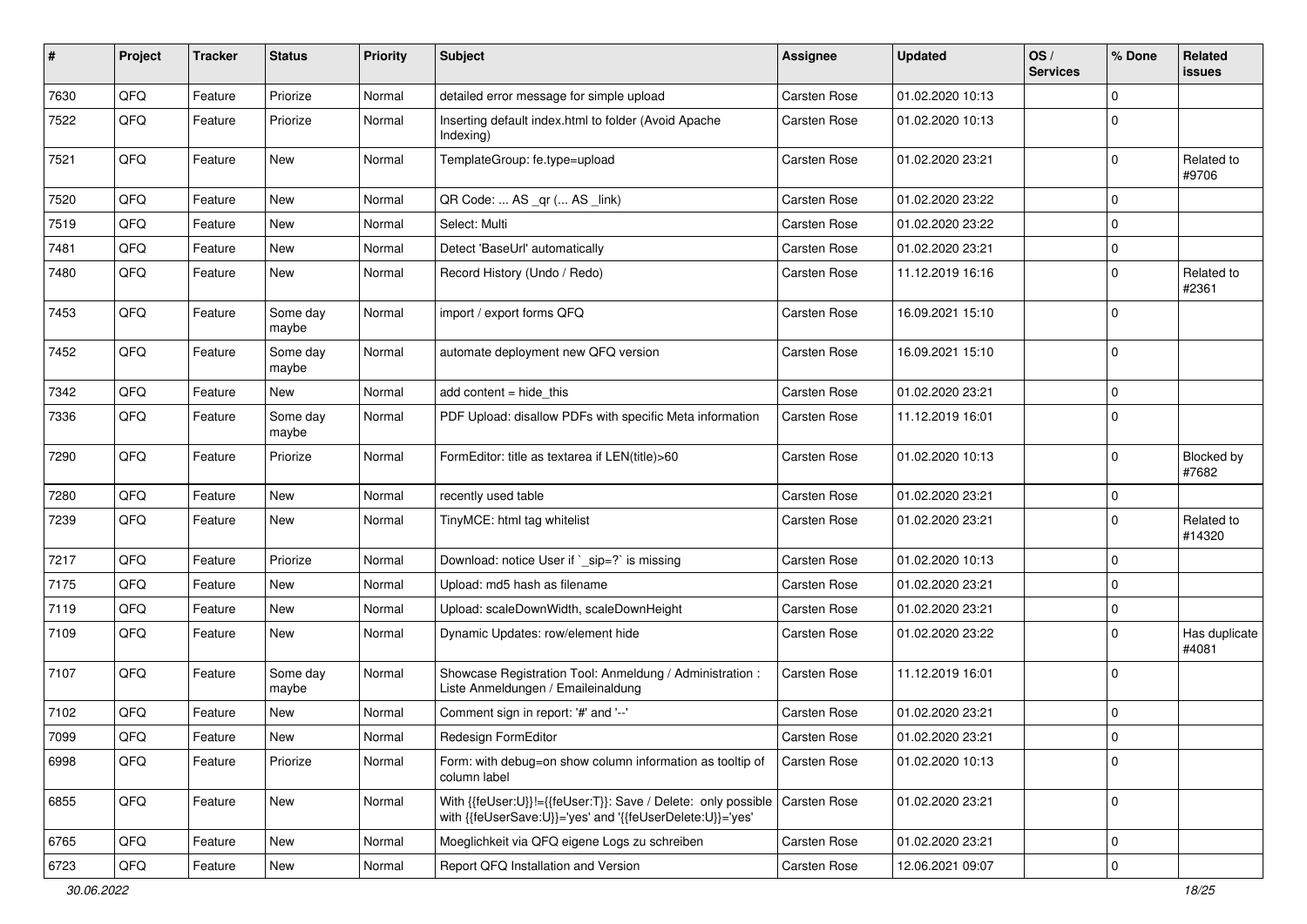| # | Project | Tracker | Status | Priority | Subject | Assignee | Updated | OS / Services | % Done | Related issues |
|---|---|---|---|---|---|---|---|---|---|---|
| 7630 | QFQ | Feature | Priorize | Normal | detailed error message for simple upload | Carsten Rose | 01.02.2020 10:13 | | 0 | |
| 7522 | QFQ | Feature | Priorize | Normal | Inserting default index.html to folder (Avoid Apache Indexing) | Carsten Rose | 01.02.2020 10:13 | | 0 | |
| 7521 | QFQ | Feature | New | Normal | TemplateGroup: fe.type=upload | Carsten Rose | 01.02.2020 23:21 | | 0 | Related to #9706 |
| 7520 | QFQ | Feature | New | Normal | QR Code: ... AS _qr ( ... AS _link) | Carsten Rose | 01.02.2020 23:22 | | 0 | |
| 7519 | QFQ | Feature | New | Normal | Select: Multi | Carsten Rose | 01.02.2020 23:22 | | 0 | |
| 7481 | QFQ | Feature | New | Normal | Detect 'BaseUrl' automatically | Carsten Rose | 01.02.2020 23:21 | | 0 | |
| 7480 | QFQ | Feature | New | Normal | Record History (Undo / Redo) | Carsten Rose | 11.12.2019 16:16 | | 0 | Related to #2361 |
| 7453 | QFQ | Feature | Some day maybe | Normal | import / export forms QFQ | Carsten Rose | 16.09.2021 15:10 | | 0 | |
| 7452 | QFQ | Feature | Some day maybe | Normal | automate deployment new QFQ version | Carsten Rose | 16.09.2021 15:10 | | 0 | |
| 7342 | QFQ | Feature | New | Normal | add content = hide_this | Carsten Rose | 01.02.2020 23:21 | | 0 | |
| 7336 | QFQ | Feature | Some day maybe | Normal | PDF Upload: disallow PDFs with specific Meta information | Carsten Rose | 11.12.2019 16:01 | | 0 | |
| 7290 | QFQ | Feature | Priorize | Normal | FormEditor: title as textarea if LEN(title)>60 | Carsten Rose | 01.02.2020 10:13 | | 0 | Blocked by #7682 |
| 7280 | QFQ | Feature | New | Normal | recently used table | Carsten Rose | 01.02.2020 23:21 | | 0 | |
| 7239 | QFQ | Feature | New | Normal | TinyMCE: html tag whitelist | Carsten Rose | 01.02.2020 23:21 | | 0 | Related to #14320 |
| 7217 | QFQ | Feature | Priorize | Normal | Download: notice User if `_sip=?` is missing | Carsten Rose | 01.02.2020 10:13 | | 0 | |
| 7175 | QFQ | Feature | New | Normal | Upload: md5 hash as filename | Carsten Rose | 01.02.2020 23:21 | | 0 | |
| 7119 | QFQ | Feature | New | Normal | Upload: scaleDownWidth, scaleDownHeight | Carsten Rose | 01.02.2020 23:21 | | 0 | |
| 7109 | QFQ | Feature | New | Normal | Dynamic Updates: row/element hide | Carsten Rose | 01.02.2020 23:22 | | 0 | Has duplicate #4081 |
| 7107 | QFQ | Feature | Some day maybe | Normal | Showcase Registration Tool: Anmeldung / Administration : Liste Anmeldungen / Emaileinaldung | Carsten Rose | 11.12.2019 16:01 | | 0 | |
| 7102 | QFQ | Feature | New | Normal | Comment sign in report: '#' and '--' | Carsten Rose | 01.02.2020 23:21 | | 0 | |
| 7099 | QFQ | Feature | New | Normal | Redesign FormEditor | Carsten Rose | 01.02.2020 23:21 | | 0 | |
| 6998 | QFQ | Feature | Priorize | Normal | Form: with debug=on show column information as tooltip of column label | Carsten Rose | 01.02.2020 10:13 | | 0 | |
| 6855 | QFQ | Feature | New | Normal | With {{feUser:U}}!={{feUser:T}}: Save / Delete: only possible with {{feUserSave:U}}='yes' and '{{feUserDelete:U}}='yes' | Carsten Rose | 01.02.2020 23:21 | | 0 | |
| 6765 | QFQ | Feature | New | Normal | Moeglichkeit via QFQ eigene Logs zu schreiben | Carsten Rose | 01.02.2020 23:21 | | 0 | |
| 6723 | QFQ | Feature | New | Normal | Report QFQ Installation and Version | Carsten Rose | 12.06.2021 09:07 | | 0 | |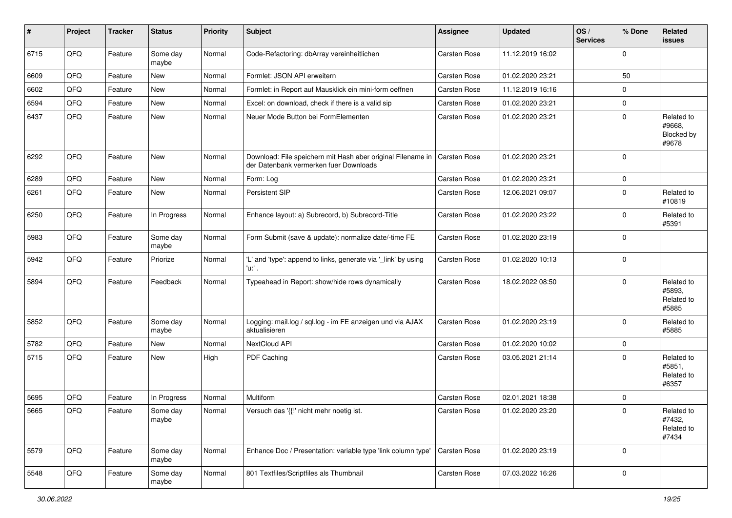| # | Project | Tracker | Status | Priority | Subject | Assignee | Updated | OS / Services | % Done | Related issues |
|---|---|---|---|---|---|---|---|---|---|---|
| 6715 | QFQ | Feature | Some day maybe | Normal | Code-Refactoring: dbArray vereinheitlichen | Carsten Rose | 11.12.2019 16:02 | | 0 | |
| 6609 | QFQ | Feature | New | Normal | Formlet: JSON API erweitern | Carsten Rose | 01.02.2020 23:21 | | 50 | |
| 6602 | QFQ | Feature | New | Normal | Formlet: in Report auf Mausklick ein mini-form oeffnen | Carsten Rose | 11.12.2019 16:16 | | 0 | |
| 6594 | QFQ | Feature | New | Normal | Excel: on download, check if there is a valid sip | Carsten Rose | 01.02.2020 23:21 | | 0 | |
| 6437 | QFQ | Feature | New | Normal | Neuer Mode Button bei FormElementen | Carsten Rose | 01.02.2020 23:21 | | 0 | Related to #9668, Blocked by #9678 |
| 6292 | QFQ | Feature | New | Normal | Download: File speichern mit Hash aber original Filename in der Datenbank vermerken fuer Downloads | Carsten Rose | 01.02.2020 23:21 | | 0 | |
| 6289 | QFQ | Feature | New | Normal | Form: Log | Carsten Rose | 01.02.2020 23:21 | | 0 | |
| 6261 | QFQ | Feature | New | Normal | Persistent SIP | Carsten Rose | 12.06.2021 09:07 | | 0 | Related to #10819 |
| 6250 | QFQ | Feature | In Progress | Normal | Enhance layout: a) Subrecord, b) Subrecord-Title | Carsten Rose | 01.02.2020 23:22 | | 0 | Related to #5391 |
| 5983 | QFQ | Feature | Some day maybe | Normal | Form Submit (save & update): normalize date/-time FE | Carsten Rose | 01.02.2020 23:19 | | 0 | |
| 5942 | QFQ | Feature | Priorize | Normal | 'L' and 'type': append to links, generate via '_link' by using 'u:' . | Carsten Rose | 01.02.2020 10:13 | | 0 | |
| 5894 | QFQ | Feature | Feedback | Normal | Typeahead in Report: show/hide rows dynamically | Carsten Rose | 18.02.2022 08:50 | | 0 | Related to #5893, Related to #5885 |
| 5852 | QFQ | Feature | Some day maybe | Normal | Logging: mail.log / sql.log - im FE anzeigen und via AJAX aktualisieren | Carsten Rose | 01.02.2020 23:19 | | 0 | Related to #5885 |
| 5782 | QFQ | Feature | New | Normal | NextCloud API | Carsten Rose | 01.02.2020 10:02 | | 0 | |
| 5715 | QFQ | Feature | New | High | PDF Caching | Carsten Rose | 03.05.2021 21:14 | | 0 | Related to #5851, Related to #6357 |
| 5695 | QFQ | Feature | In Progress | Normal | Multiform | Carsten Rose | 02.01.2021 18:38 | | 0 | |
| 5665 | QFQ | Feature | Some day maybe | Normal | Versuch das '{{!' nicht mehr noetig ist. | Carsten Rose | 01.02.2020 23:20 | | 0 | Related to #7432, Related to #7434 |
| 5579 | QFQ | Feature | Some day maybe | Normal | Enhance Doc / Presentation: variable type 'link column type' | Carsten Rose | 01.02.2020 23:19 | | 0 | |
| 5548 | QFQ | Feature | Some day maybe | Normal | 801 Textfiles/Scriptfiles als Thumbnail | Carsten Rose | 07.03.2022 16:26 | | 0 | |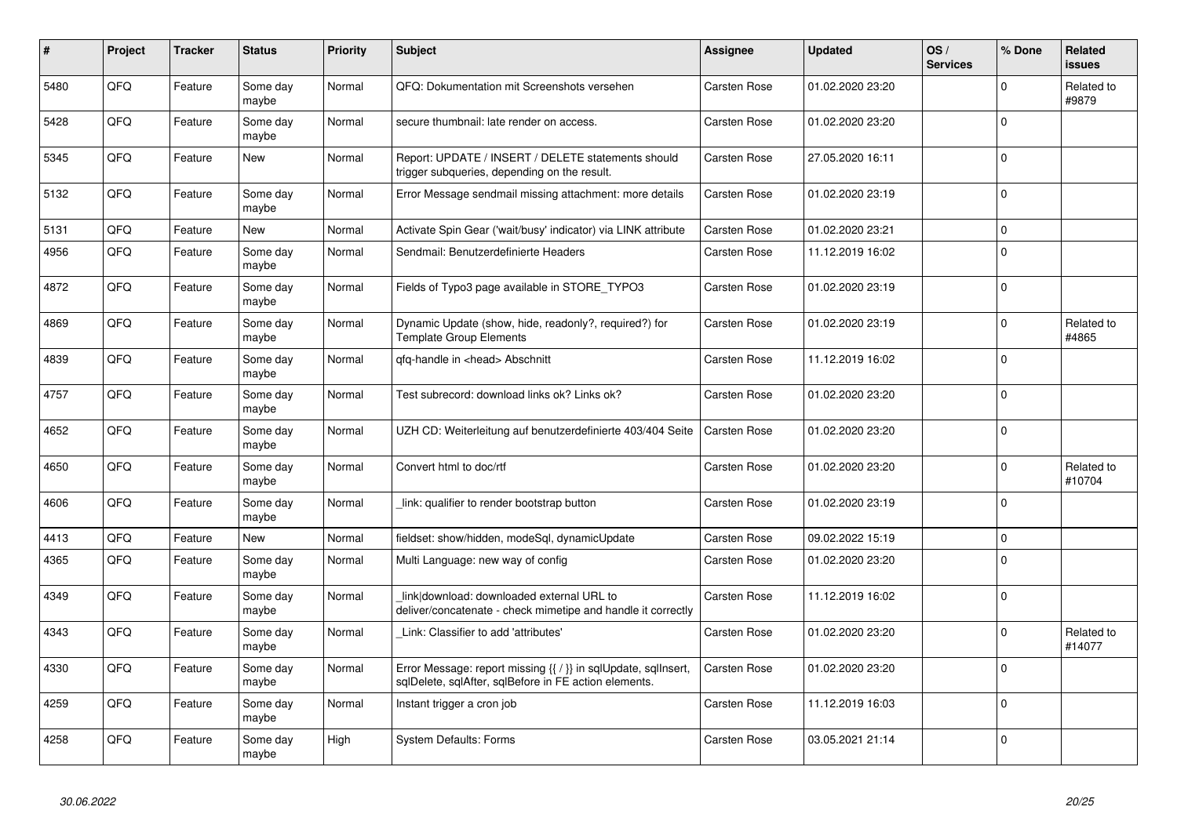| # | Project | Tracker | Status | Priority | Subject | Assignee | Updated | OS / Services | % Done | Related issues |
|---|---|---|---|---|---|---|---|---|---|---|
| 5480 | QFQ | Feature | Some day maybe | Normal | QFQ: Dokumentation mit Screenshots versehen | Carsten Rose | 01.02.2020 23:20 | | 0 | Related to #9879 |
| 5428 | QFQ | Feature | Some day maybe | Normal | secure thumbnail: late render on access. | Carsten Rose | 01.02.2020 23:20 | | 0 | |
| 5345 | QFQ | Feature | New | Normal | Report: UPDATE / INSERT / DELETE statements should trigger subqueries, depending on the result. | Carsten Rose | 27.05.2020 16:11 | | 0 | |
| 5132 | QFQ | Feature | Some day maybe | Normal | Error Message sendmail missing attachment: more details | Carsten Rose | 01.02.2020 23:19 | | 0 | |
| 5131 | QFQ | Feature | New | Normal | Activate Spin Gear ('wait/busy' indicator) via LINK attribute | Carsten Rose | 01.02.2020 23:21 | | 0 | |
| 4956 | QFQ | Feature | Some day maybe | Normal | Sendmail: Benutzerdefinierte Headers | Carsten Rose | 11.12.2019 16:02 | | 0 | |
| 4872 | QFQ | Feature | Some day maybe | Normal | Fields of Typo3 page available in STORE_TYPO3 | Carsten Rose | 01.02.2020 23:19 | | 0 | |
| 4869 | QFQ | Feature | Some day maybe | Normal | Dynamic Update (show, hide, readonly?, required?) for Template Group Elements | Carsten Rose | 01.02.2020 23:19 | | 0 | Related to #4865 |
| 4839 | QFQ | Feature | Some day maybe | Normal | qfq-handle in <head> Abschnitt | Carsten Rose | 11.12.2019 16:02 | | 0 | |
| 4757 | QFQ | Feature | Some day maybe | Normal | Test subrecord: download links ok? Links ok? | Carsten Rose | 01.02.2020 23:20 | | 0 | |
| 4652 | QFQ | Feature | Some day maybe | Normal | UZH CD: Weiterleitung auf benutzerdefinierte 403/404 Seite | Carsten Rose | 01.02.2020 23:20 | | 0 | |
| 4650 | QFQ | Feature | Some day maybe | Normal | Convert html to doc/rtf | Carsten Rose | 01.02.2020 23:20 | | 0 | Related to #10704 |
| 4606 | QFQ | Feature | Some day maybe | Normal | _link: qualifier to render bootstrap button | Carsten Rose | 01.02.2020 23:19 | | 0 | |
| 4413 | QFQ | Feature | New | Normal | fieldset: show/hidden, modeSql, dynamicUpdate | Carsten Rose | 09.02.2022 15:19 | | 0 | |
| 4365 | QFQ | Feature | Some day maybe | Normal | Multi Language: new way of config | Carsten Rose | 01.02.2020 23:20 | | 0 | |
| 4349 | QFQ | Feature | Some day maybe | Normal | _link\|download: downloaded external URL to deliver/concatenate - check mimetipe and handle it correctly | Carsten Rose | 11.12.2019 16:02 | | 0 | |
| 4343 | QFQ | Feature | Some day maybe | Normal | _Link: Classifier to add 'attributes' | Carsten Rose | 01.02.2020 23:20 | | 0 | Related to #14077 |
| 4330 | QFQ | Feature | Some day maybe | Normal | Error Message: report missing {{ / }} in sqlUpdate, sqlInsert, sqlDelete, sqlAfter, sqlBefore in FE action elements. | Carsten Rose | 01.02.2020 23:20 | | 0 | |
| 4259 | QFQ | Feature | Some day maybe | Normal | Instant trigger a cron job | Carsten Rose | 11.12.2019 16:03 | | 0 | |
| 4258 | QFQ | Feature | Some day maybe | High | System Defaults: Forms | Carsten Rose | 03.05.2021 21:14 | | 0 | |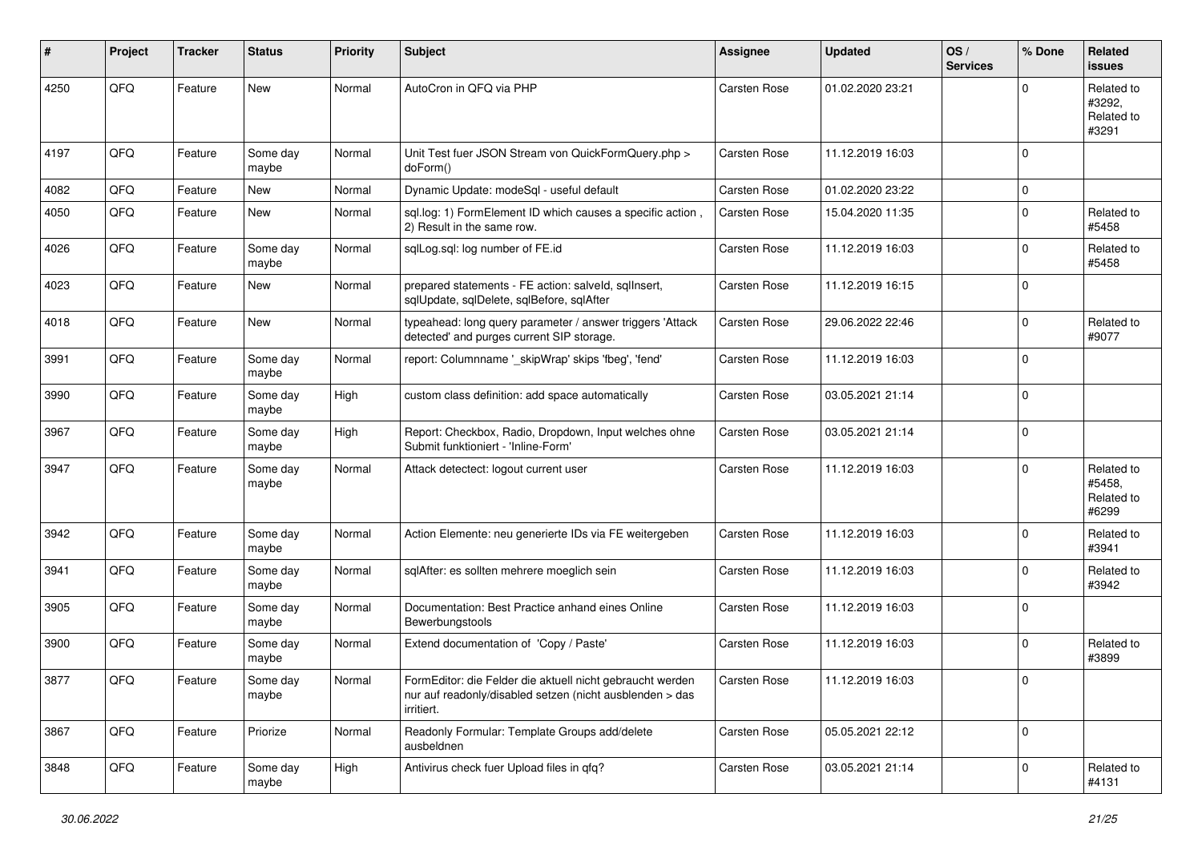| # | Project | Tracker | Status | Priority | Subject | Assignee | Updated | OS / Services | % Done | Related issues |
|---|---|---|---|---|---|---|---|---|---|---|
| 4250 | QFQ | Feature | New | Normal | AutoCron in QFQ via PHP | Carsten Rose | 01.02.2020 23:21 | | 0 | Related to #3292, Related to #3291 |
| 4197 | QFQ | Feature | Some day maybe | Normal | Unit Test fuer JSON Stream von QuickFormQuery.php > doForm() | Carsten Rose | 11.12.2019 16:03 | | 0 | |
| 4082 | QFQ | Feature | New | Normal | Dynamic Update: modeSql - useful default | Carsten Rose | 01.02.2020 23:22 | | 0 | |
| 4050 | QFQ | Feature | New | Normal | sql.log: 1) FormElement ID which causes a specific action , 2) Result in the same row. | Carsten Rose | 15.04.2020 11:35 | | 0 | Related to #5458 |
| 4026 | QFQ | Feature | Some day maybe | Normal | sqlLog.sql: log number of FE.id | Carsten Rose | 11.12.2019 16:03 | | 0 | Related to #5458 |
| 4023 | QFQ | Feature | New | Normal | prepared statements - FE action: salveId, sqlInsert, sqlUpdate, sqlDelete, sqlBefore, sqlAfter | Carsten Rose | 11.12.2019 16:15 | | 0 | |
| 4018 | QFQ | Feature | New | Normal | typeahead: long query parameter / answer triggers 'Attack detected' and purges current SIP storage. | Carsten Rose | 29.06.2022 22:46 | | 0 | Related to #9077 |
| 3991 | QFQ | Feature | Some day maybe | Normal | report: Columnname '_skipWrap' skips 'fbeg', 'fend' | Carsten Rose | 11.12.2019 16:03 | | 0 | |
| 3990 | QFQ | Feature | Some day maybe | High | custom class definition: add space automatically | Carsten Rose | 03.05.2021 21:14 | | 0 | |
| 3967 | QFQ | Feature | Some day maybe | High | Report: Checkbox, Radio, Dropdown, Input welches ohne Submit funktioniert - 'Inline-Form' | Carsten Rose | 03.05.2021 21:14 | | 0 | |
| 3947 | QFQ | Feature | Some day maybe | Normal | Attack detectect: logout current user | Carsten Rose | 11.12.2019 16:03 | | 0 | Related to #5458, Related to #6299 |
| 3942 | QFQ | Feature | Some day maybe | Normal | Action Elemente: neu generierte IDs via FE weitergeben | Carsten Rose | 11.12.2019 16:03 | | 0 | Related to #3941 |
| 3941 | QFQ | Feature | Some day maybe | Normal | sqlAfter: es sollten mehrere moeglich sein | Carsten Rose | 11.12.2019 16:03 | | 0 | Related to #3942 |
| 3905 | QFQ | Feature | Some day maybe | Normal | Documentation: Best Practice anhand eines Online Bewerbungstools | Carsten Rose | 11.12.2019 16:03 | | 0 | |
| 3900 | QFQ | Feature | Some day maybe | Normal | Extend documentation of 'Copy / Paste' | Carsten Rose | 11.12.2019 16:03 | | 0 | Related to #3899 |
| 3877 | QFQ | Feature | Some day maybe | Normal | FormEditor: die Felder die aktuell nicht gebraucht werden nur auf readonly/disabled setzen (nicht ausblenden > das irritiert. | Carsten Rose | 11.12.2019 16:03 | | 0 | |
| 3867 | QFQ | Feature | Priorize | Normal | Readonly Formular: Template Groups add/delete ausbeldnen | Carsten Rose | 05.05.2021 22:12 | | 0 | |
| 3848 | QFQ | Feature | Some day maybe | High | Antivirus check fuer Upload files in qfq? | Carsten Rose | 03.05.2021 21:14 | | 0 | Related to #4131 |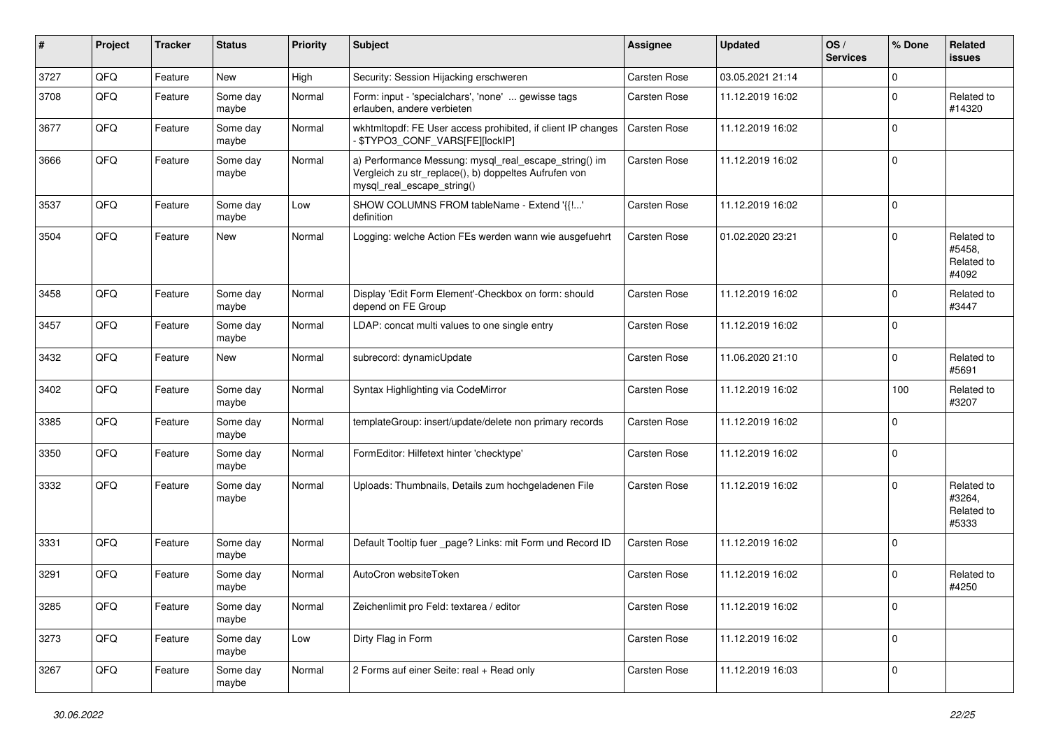| # | Project | Tracker | Status | Priority | Subject | Assignee | Updated | OS / Services | % Done | Related issues |
|---|---|---|---|---|---|---|---|---|---|---|
| 3727 | QFQ | Feature | New | High | Security: Session Hijacking erschweren | Carsten Rose | 03.05.2021 21:14 | | 0 | |
| 3708 | QFQ | Feature | Some day maybe | Normal | Form: input - 'specialchars', 'none' ... gewisse tags erlauben, andere verbieten | Carsten Rose | 11.12.2019 16:02 | | 0 | Related to #14320 |
| 3677 | QFQ | Feature | Some day maybe | Normal | wkhtmltopdf: FE User access prohibited, if client IP changes - $TYPO3_CONF_VARS[FE][lockIP] | Carsten Rose | 11.12.2019 16:02 | | 0 | |
| 3666 | QFQ | Feature | Some day maybe | Normal | a) Performance Messung: mysql_real_escape_string() im Vergleich zu str_replace(), b) doppeltes Aufrufen von mysql_real_escape_string() | Carsten Rose | 11.12.2019 16:02 | | 0 | |
| 3537 | QFQ | Feature | Some day maybe | Low | SHOW COLUMNS FROM tableName - Extend '{{!...' definition | Carsten Rose | 11.12.2019 16:02 | | 0 | |
| 3504 | QFQ | Feature | New | Normal | Logging: welche Action FEs werden wann wie ausgefuehrt | Carsten Rose | 01.02.2020 23:21 | | 0 | Related to #5458, Related to #4092 |
| 3458 | QFQ | Feature | Some day maybe | Normal | Display 'Edit Form Element'-Checkbox on form: should depend on FE Group | Carsten Rose | 11.12.2019 16:02 | | 0 | Related to #3447 |
| 3457 | QFQ | Feature | Some day maybe | Normal | LDAP: concat multi values to one single entry | Carsten Rose | 11.12.2019 16:02 | | 0 | |
| 3432 | QFQ | Feature | New | Normal | subrecord: dynamicUpdate | Carsten Rose | 11.06.2020 21:10 | | 0 | Related to #5691 |
| 3402 | QFQ | Feature | Some day maybe | Normal | Syntax Highlighting via CodeMirror | Carsten Rose | 11.12.2019 16:02 | | 100 | Related to #3207 |
| 3385 | QFQ | Feature | Some day maybe | Normal | templateGroup: insert/update/delete non primary records | Carsten Rose | 11.12.2019 16:02 | | 0 | |
| 3350 | QFQ | Feature | Some day maybe | Normal | FormEditor: Hilfetext hinter 'checktype' | Carsten Rose | 11.12.2019 16:02 | | 0 | |
| 3332 | QFQ | Feature | Some day maybe | Normal | Uploads: Thumbnails, Details zum hochgeladenen File | Carsten Rose | 11.12.2019 16:02 | | 0 | Related to #3264, Related to #5333 |
| 3331 | QFQ | Feature | Some day maybe | Normal | Default Tooltip fuer _page? Links: mit Form und Record ID | Carsten Rose | 11.12.2019 16:02 | | 0 | |
| 3291 | QFQ | Feature | Some day maybe | Normal | AutoCron websiteToken | Carsten Rose | 11.12.2019 16:02 | | 0 | Related to #4250 |
| 3285 | QFQ | Feature | Some day maybe | Normal | Zeichenlimit pro Feld: textarea / editor | Carsten Rose | 11.12.2019 16:02 | | 0 | |
| 3273 | QFQ | Feature | Some day maybe | Low | Dirty Flag in Form | Carsten Rose | 11.12.2019 16:02 | | 0 | |
| 3267 | QFQ | Feature | Some day maybe | Normal | 2 Forms auf einer Seite: real + Read only | Carsten Rose | 11.12.2019 16:03 | | 0 | |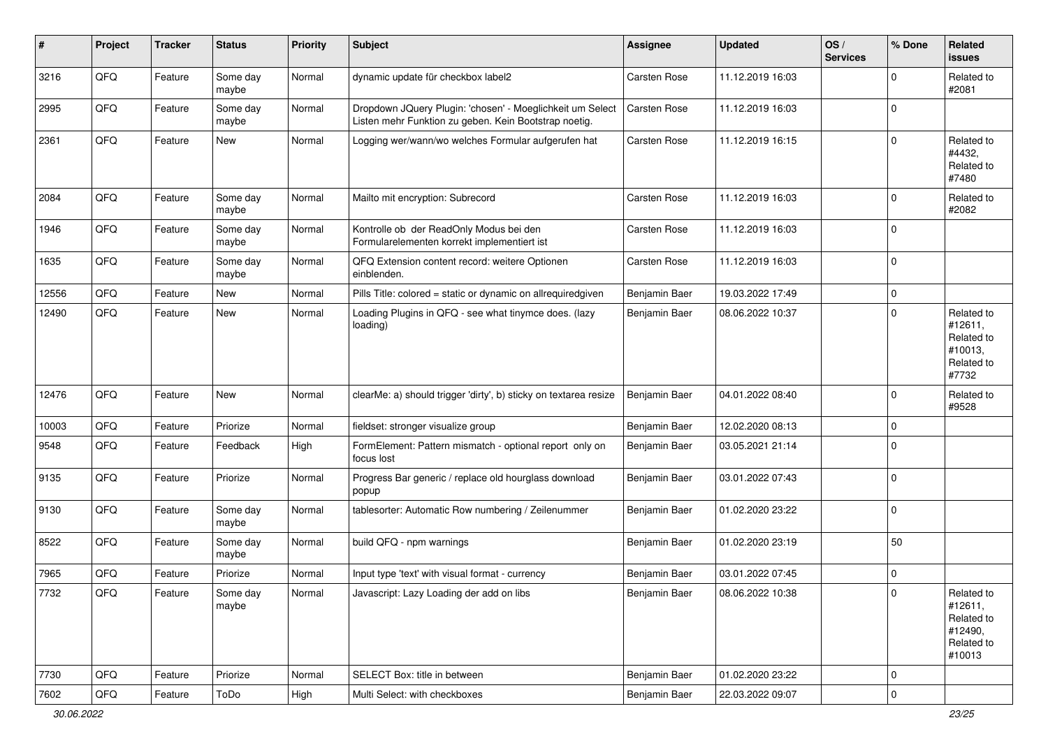| # | Project | Tracker | Status | Priority | Subject | Assignee | Updated | OS / Services | % Done | Related issues |
|---|---|---|---|---|---|---|---|---|---|---|
| 3216 | QFQ | Feature | Some day maybe | Normal | dynamic update für checkbox label2 | Carsten Rose | 11.12.2019 16:03 | | 0 | Related to #2081 |
| 2995 | QFQ | Feature | Some day maybe | Normal | Dropdown JQuery Plugin: 'chosen' - Moeglichkeit um Select Listen mehr Funktion zu geben. Kein Bootstrap noetig. | Carsten Rose | 11.12.2019 16:03 | | 0 | |
| 2361 | QFQ | Feature | New | Normal | Logging wer/wann/wo welches Formular aufgerufen hat | Carsten Rose | 11.12.2019 16:15 | | 0 | Related to #4432, Related to #7480 |
| 2084 | QFQ | Feature | Some day maybe | Normal | Mailto mit encryption: Subrecord | Carsten Rose | 11.12.2019 16:03 | | 0 | Related to #2082 |
| 1946 | QFQ | Feature | Some day maybe | Normal | Kontrolle ob der ReadOnly Modus bei den Formularelementen korrekt implementiert ist | Carsten Rose | 11.12.2019 16:03 | | 0 | |
| 1635 | QFQ | Feature | Some day maybe | Normal | QFQ Extension content record: weitere Optionen einblenden. | Carsten Rose | 11.12.2019 16:03 | | 0 | |
| 12556 | QFQ | Feature | New | Normal | Pills Title: colored = static or dynamic on allrequiredgiven | Benjamin Baer | 19.03.2022 17:49 | | 0 | |
| 12490 | QFQ | Feature | New | Normal | Loading Plugins in QFQ - see what tinymce does. (lazy loading) | Benjamin Baer | 08.06.2022 10:37 | | 0 | Related to #12611, Related to #10013, Related to #7732 |
| 12476 | QFQ | Feature | New | Normal | clearMe: a) should trigger 'dirty', b) sticky on textarea resize | Benjamin Baer | 04.01.2022 08:40 | | 0 | Related to #9528 |
| 10003 | QFQ | Feature | Priorize | Normal | fieldset: stronger visualize group | Benjamin Baer | 12.02.2020 08:13 | | 0 | |
| 9548 | QFQ | Feature | Feedback | High | FormElement: Pattern mismatch - optional report only on focus lost | Benjamin Baer | 03.05.2021 21:14 | | 0 | |
| 9135 | QFQ | Feature | Priorize | Normal | Progress Bar generic / replace old hourglass download popup | Benjamin Baer | 03.01.2022 07:43 | | 0 | |
| 9130 | QFQ | Feature | Some day maybe | Normal | tablesorter: Automatic Row numbering / Zeilenummer | Benjamin Baer | 01.02.2020 23:22 | | 0 | |
| 8522 | QFQ | Feature | Some day maybe | Normal | build QFQ - npm warnings | Benjamin Baer | 01.02.2020 23:19 | | 50 | |
| 7965 | QFQ | Feature | Priorize | Normal | Input type 'text' with visual format - currency | Benjamin Baer | 03.01.2022 07:45 | | 0 | |
| 7732 | QFQ | Feature | Some day maybe | Normal | Javascript: Lazy Loading der add on libs | Benjamin Baer | 08.06.2022 10:38 | | 0 | Related to #12611, Related to #12490, Related to #10013 |
| 7730 | QFQ | Feature | Priorize | Normal | SELECT Box: title in between | Benjamin Baer | 01.02.2020 23:22 | | 0 | |
| 7602 | QFQ | Feature | ToDo | High | Multi Select: with checkboxes | Benjamin Baer | 22.03.2022 09:07 | | 0 | |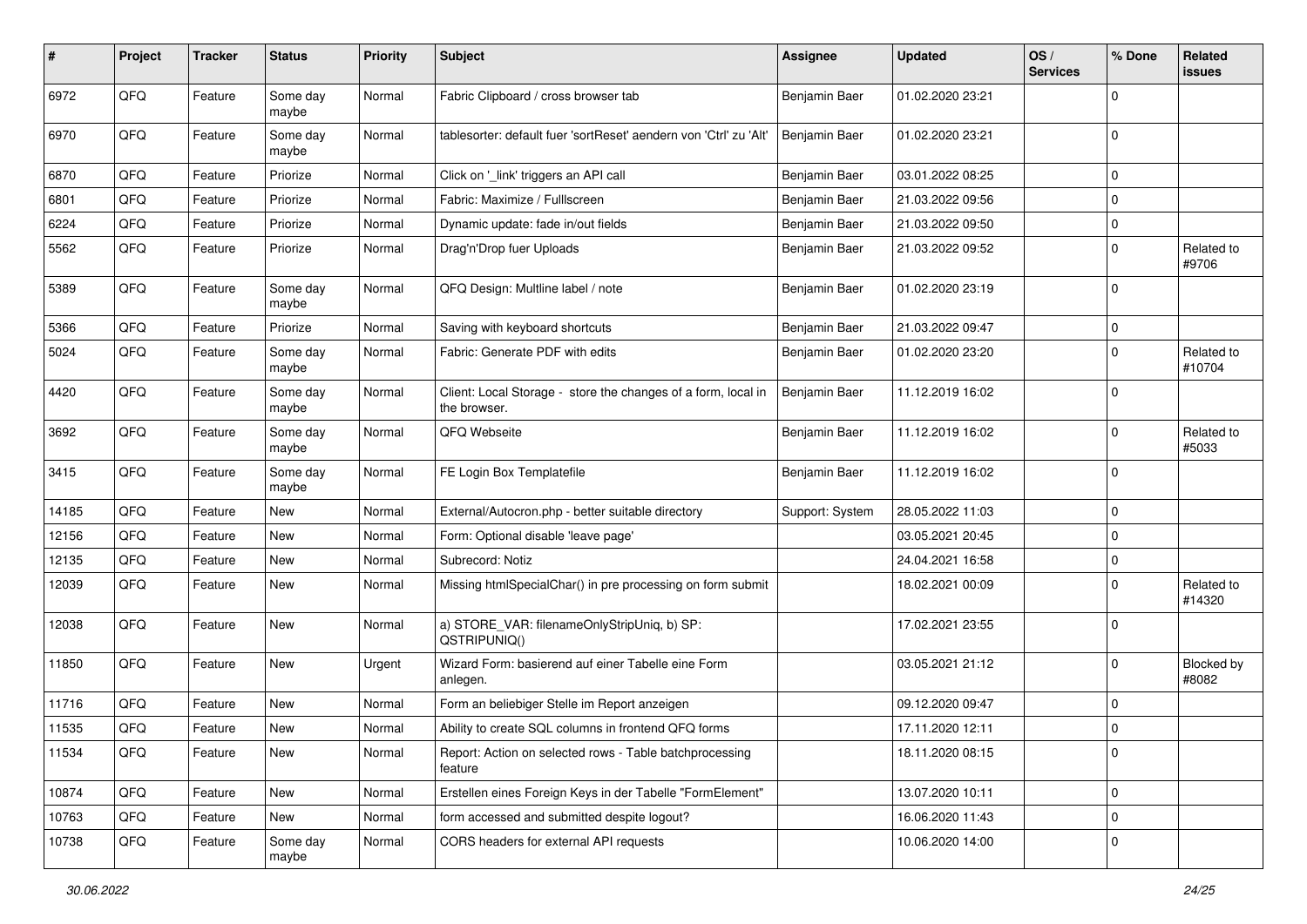| # | Project | Tracker | Status | Priority | Subject | Assignee | Updated | OS / Services | % Done | Related issues |
|---|---|---|---|---|---|---|---|---|---|---|
| 6972 | QFQ | Feature | Some day maybe | Normal | Fabric Clipboard / cross browser tab | Benjamin Baer | 01.02.2020 23:21 | | 0 | |
| 6970 | QFQ | Feature | Some day maybe | Normal | tablesorter: default fuer 'sortReset' aendern von 'Ctrl' zu 'Alt' | Benjamin Baer | 01.02.2020 23:21 | | 0 | |
| 6870 | QFQ | Feature | Priorize | Normal | Click on '_link' triggers an API call | Benjamin Baer | 03.01.2022 08:25 | | 0 | |
| 6801 | QFQ | Feature | Priorize | Normal | Fabric: Maximize / FullIscreen | Benjamin Baer | 21.03.2022 09:56 | | 0 | |
| 6224 | QFQ | Feature | Priorize | Normal | Dynamic update: fade in/out fields | Benjamin Baer | 21.03.2022 09:50 | | 0 | |
| 5562 | QFQ | Feature | Priorize | Normal | Drag'n'Drop fuer Uploads | Benjamin Baer | 21.03.2022 09:52 | | 0 | Related to #9706 |
| 5389 | QFQ | Feature | Some day maybe | Normal | QFQ Design: Multline label / note | Benjamin Baer | 01.02.2020 23:19 | | 0 | |
| 5366 | QFQ | Feature | Priorize | Normal | Saving with keyboard shortcuts | Benjamin Baer | 21.03.2022 09:47 | | 0 | |
| 5024 | QFQ | Feature | Some day maybe | Normal | Fabric: Generate PDF with edits | Benjamin Baer | 01.02.2020 23:20 | | 0 | Related to #10704 |
| 4420 | QFQ | Feature | Some day maybe | Normal | Client: Local Storage - store the changes of a form, local in the browser. | Benjamin Baer | 11.12.2019 16:02 | | 0 | |
| 3692 | QFQ | Feature | Some day maybe | Normal | QFQ Webseite | Benjamin Baer | 11.12.2019 16:02 | | 0 | Related to #5033 |
| 3415 | QFQ | Feature | Some day maybe | Normal | FE Login Box Templatefile | Benjamin Baer | 11.12.2019 16:02 | | 0 | |
| 14185 | QFQ | Feature | New | Normal | External/Autocron.php - better suitable directory | Support: System | 28.05.2022 11:03 | | 0 | |
| 12156 | QFQ | Feature | New | Normal | Form: Optional disable 'leave page' | | 03.05.2021 20:45 | | 0 | |
| 12135 | QFQ | Feature | New | Normal | Subrecord: Notiz | | 24.04.2021 16:58 | | 0 | |
| 12039 | QFQ | Feature | New | Normal | Missing htmlSpecialChar() in pre processing on form submit | | 18.02.2021 00:09 | | 0 | Related to #14320 |
| 12038 | QFQ | Feature | New | Normal | a) STORE_VAR: filenameOnlyStripUniq, b) SP: QSTRIPUNIQ() | | 17.02.2021 23:55 | | 0 | |
| 11850 | QFQ | Feature | New | Urgent | Wizard Form: basierend auf einer Tabelle eine Form anlegen. | | 03.05.2021 21:12 | | 0 | Blocked by #8082 |
| 11716 | QFQ | Feature | New | Normal | Form an beliebiger Stelle im Report anzeigen | | 09.12.2020 09:47 | | 0 | |
| 11535 | QFQ | Feature | New | Normal | Ability to create SQL columns in frontend QFQ forms | | 17.11.2020 12:11 | | 0 | |
| 11534 | QFQ | Feature | New | Normal | Report: Action on selected rows - Table batchprocessing feature | | 18.11.2020 08:15 | | 0 | |
| 10874 | QFQ | Feature | New | Normal | Erstellen eines Foreign Keys in der Tabelle "FormElement" | | 13.07.2020 10:11 | | 0 | |
| 10763 | QFQ | Feature | New | Normal | form accessed and submitted despite logout? | | 16.06.2020 11:43 | | 0 | |
| 10738 | QFQ | Feature | Some day maybe | Normal | CORS headers for external API requests | | 10.06.2020 14:00 | | 0 | |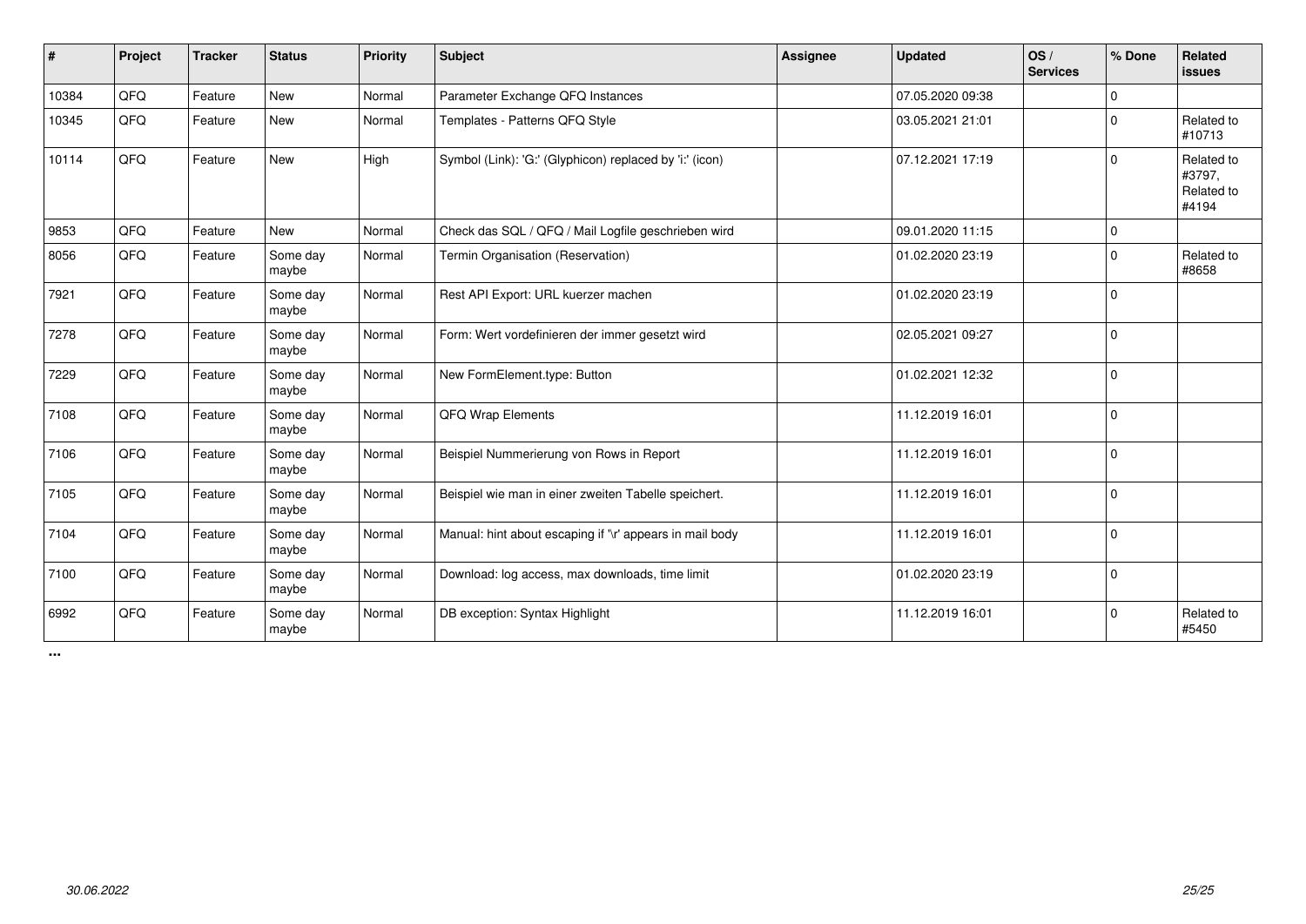| # | Project | Tracker | Status | Priority | Subject | Assignee | Updated | OS / Services | % Done | Related issues |
|---|---|---|---|---|---|---|---|---|---|---|
| 10384 | QFQ | Feature | New | Normal | Parameter Exchange QFQ Instances | | 07.05.2020 09:38 | | 0 | |
| 10345 | QFQ | Feature | New | Normal | Templates - Patterns QFQ Style | | 03.05.2021 21:01 | | 0 | Related to #10713 |
| 10114 | QFQ | Feature | New | High | Symbol (Link): 'G:' (Glyphicon) replaced by 'i:' (icon) | | 07.12.2021 17:19 | | 0 | Related to #3797, Related to #4194 |
| 9853 | QFQ | Feature | New | Normal | Check das SQL / QFQ / Mail Logfile geschrieben wird | | 09.01.2020 11:15 | | 0 | |
| 8056 | QFQ | Feature | Some day maybe | Normal | Termin Organisation (Reservation) | | 01.02.2020 23:19 | | 0 | Related to #8658 |
| 7921 | QFQ | Feature | Some day maybe | Normal | Rest API Export: URL kuerzer machen | | 01.02.2020 23:19 | | 0 | |
| 7278 | QFQ | Feature | Some day maybe | Normal | Form: Wert vordefinieren der immer gesetzt wird | | 02.05.2021 09:27 | | 0 | |
| 7229 | QFQ | Feature | Some day maybe | Normal | New FormElement.type: Button | | 01.02.2021 12:32 | | 0 | |
| 7108 | QFQ | Feature | Some day maybe | Normal | QFQ Wrap Elements | | 11.12.2019 16:01 | | 0 | |
| 7106 | QFQ | Feature | Some day maybe | Normal | Beispiel Nummerierung von Rows in Report | | 11.12.2019 16:01 | | 0 | |
| 7105 | QFQ | Feature | Some day maybe | Normal | Beispiel wie man in einer zweiten Tabelle speichert. | | 11.12.2019 16:01 | | 0 | |
| 7104 | QFQ | Feature | Some day maybe | Normal | Manual: hint about escaping if '\r' appears in mail body | | 11.12.2019 16:01 | | 0 | |
| 7100 | QFQ | Feature | Some day maybe | Normal | Download: log access, max downloads, time limit | | 01.02.2020 23:19 | | 0 | |
| 6992 | QFQ | Feature | Some day maybe | Normal | DB exception: Syntax Highlight | | 11.12.2019 16:01 | | 0 | Related to #5450 |

...